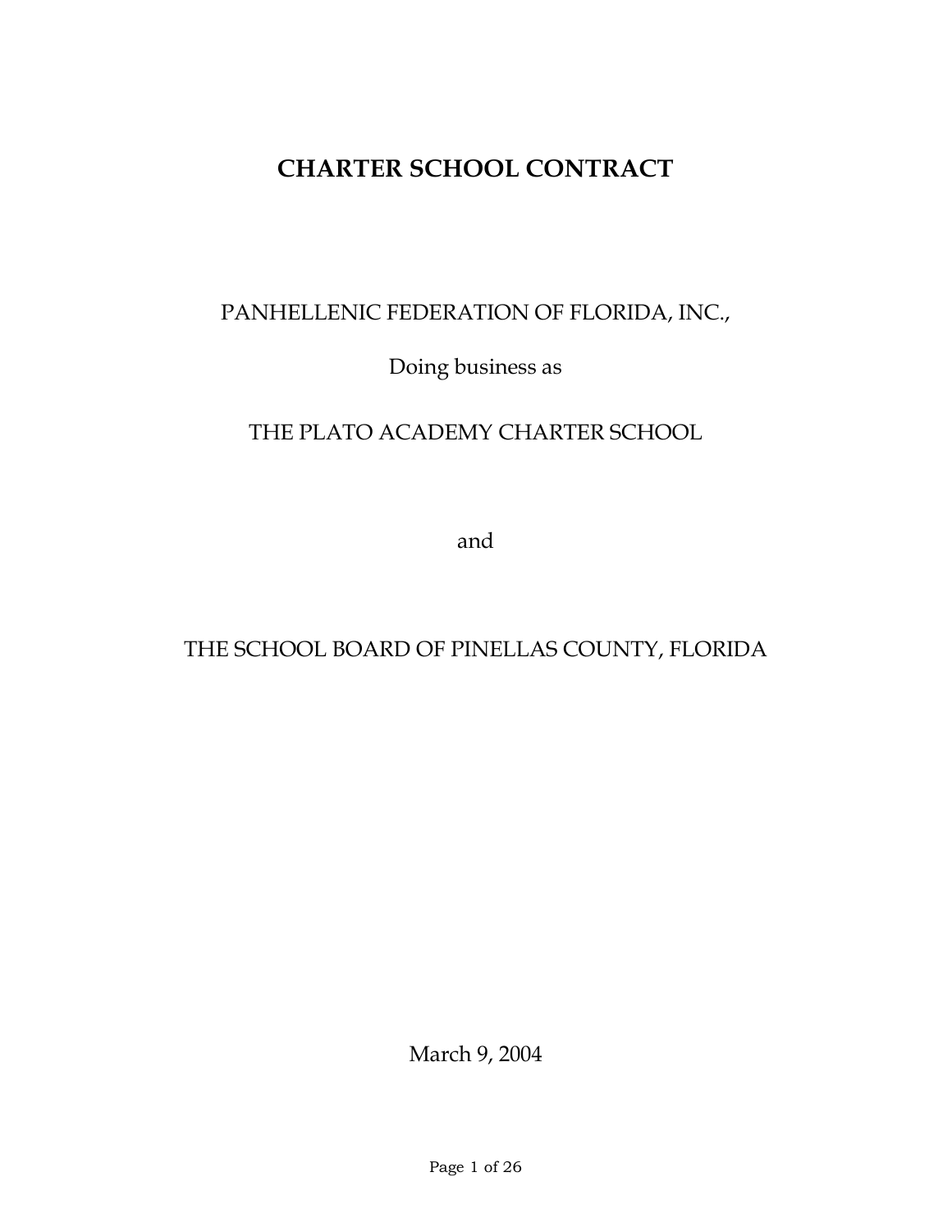# CHARTER SCHOOL CONTRACT

PANHELLENIC FEDERATION OF FLORIDA, INC.,

Doing business as

THE PLATO ACADEMY CHARTER SCHOOL

and

THE SCHOOL BOARD OF PINELLAS COUNTY, FLORIDA

March 9, 2004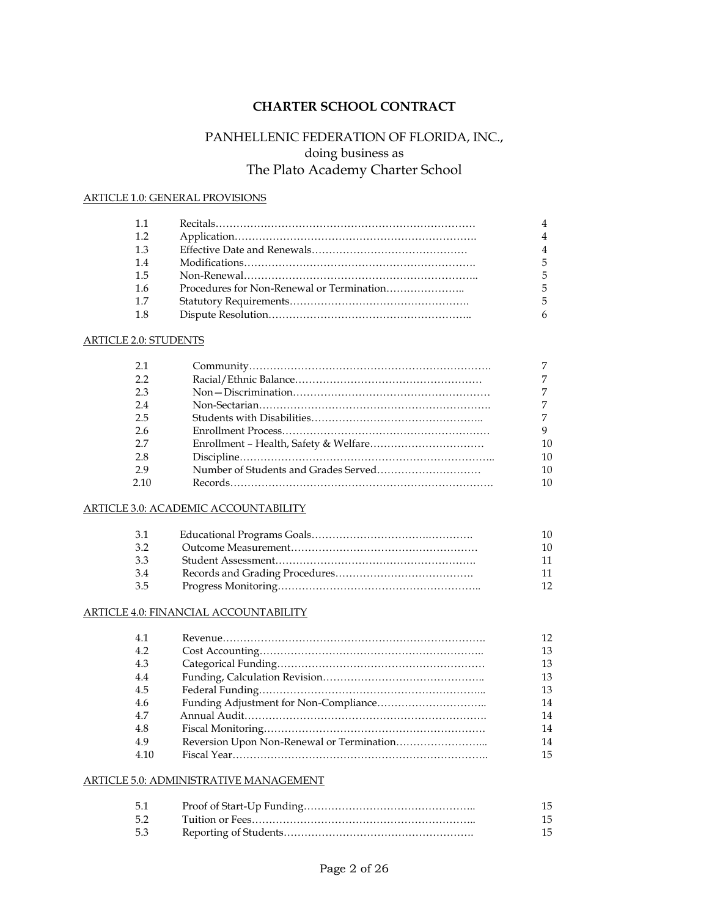# CHARTER SCHOOL CONTRACT

## PANHELLENIC FEDERATION OF FLORIDA, INC.,
## doing business as
## The Plato Academy Charter School

ARTICLE 1.0: GENERAL PROVISIONS

| | | |
|---|---|---|
| 1.1 | Recitals | 4 |
| 1.2 | Application | 4 |
| 1.3 | Effective Date and Renewals | 4 |
| 1.4 | Modifications | 5 |
| 1.5 | Non-Renewal | 5 |
| 1.6 | Procedures for Non-Renewal or Termination | 5 |
| 1.7 | Statutory Requirements | 5 |
| 1.8 | Dispute Resolution | 6 |

ARTICLE 2.0: STUDENTS

| | | |
|---|---|---|
| 2.1 | Community | 7 |
| 2.2 | Racial/Ethnic Balance | 7 |
| 2.3 | Non—Discrimination | 7 |
| 2.4 | Non-Sectarian | 7 |
| 2.5 | Students with Disabilities | 7 |
| 2.6 | Enrollment Process | 9 |
| 2.7 | Enrollment – Health, Safety & Welfare | 10 |
| 2.8 | Discipline | 10 |
| 2.9 | Number of Students and Grades Served | 10 |
| 2.10 | Records | 10 |

ARTICLE 3.0: ACADEMIC ACCOUNTABILITY

| | | |
|---|---|---|
| 3.1 | Educational Programs Goals | 10 |
| 3.2 | Outcome Measurement | 10 |
| 3.3 | Student Assessment | 11 |
| 3.4 | Records and Grading Procedures | 11 |
| 3.5 | Progress Monitoring | 12 |

ARTICLE 4.0: FINANCIAL ACCOUNTABILITY

| | | |
|---|---|---|
| 4.1 | Revenue | 12 |
| 4.2 | Cost Accounting | 13 |
| 4.3 | Categorical Funding | 13 |
| 4.4 | Funding, Calculation Revision | 13 |
| 4.5 | Federal Funding | 13 |
| 4.6 | Funding Adjustment for Non-Compliance | 14 |
| 4.7 | Annual Audit | 14 |
| 4.8 | Fiscal Monitoring | 14 |
| 4.9 | Reversion Upon Non-Renewal or Termination | 14 |
| 4.10 | Fiscal Year | 15 |

ARTICLE 5.0: ADMINISTRATIVE MANAGEMENT

| | | |
|---|---|---|
| 5.1 | Proof of Start-Up Funding | 15 |
| 5.2 | Tuition or Fees | 15 |
| 5.3 | Reporting of Students | 15 |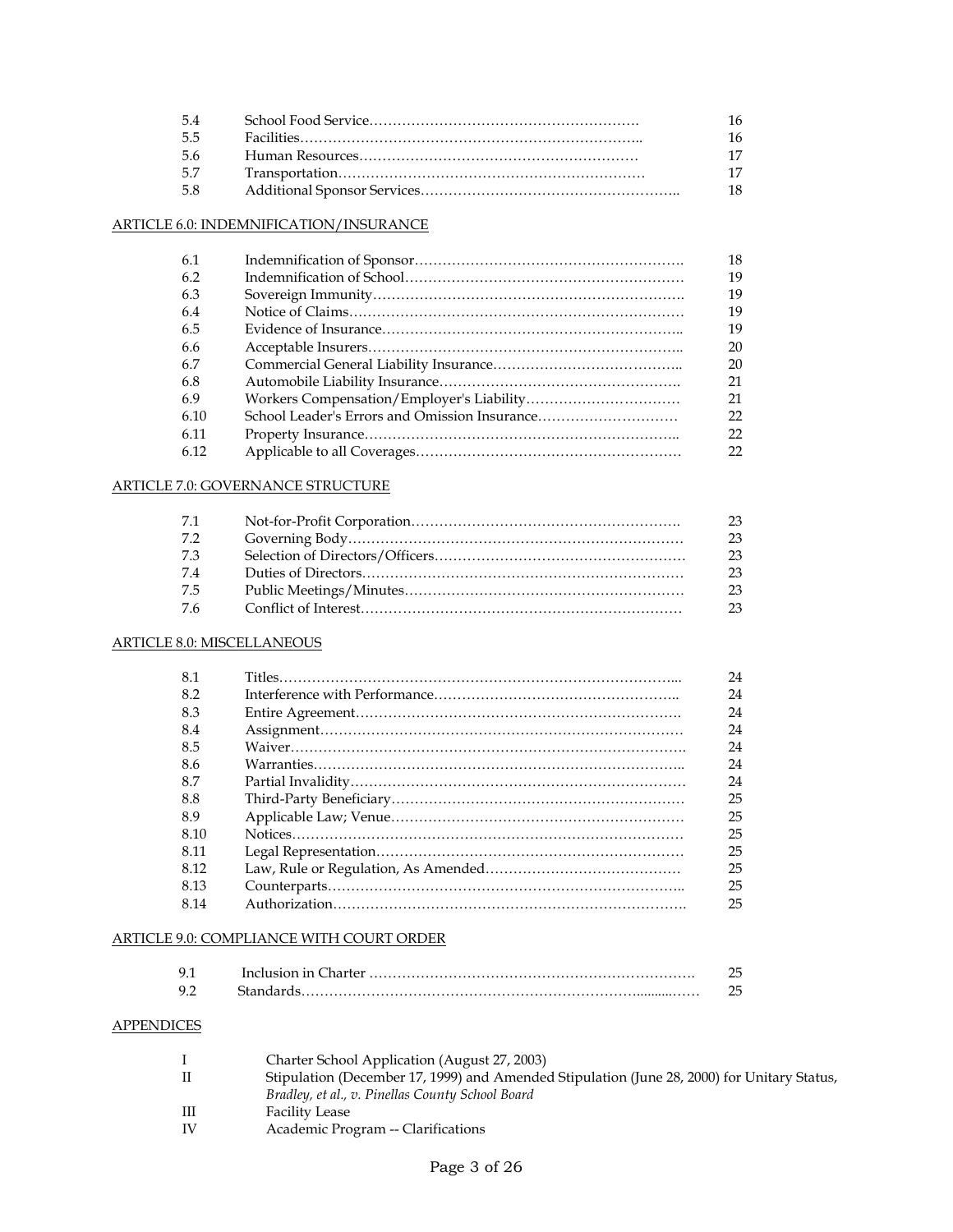| | | |
|---|---|---|
| 5.4 | School Food Service………………………………………………… | 16 |
| 5.5 | Facilities……………………………………………………………….. | 16 |
| 5.6 | Human Resources…………………………………………………… | 17 |
| 5.7 | Transportation………………………………………………………… | 17 |
| 5.8 | Additional Sponsor Services……………………………………………….. | 18 |

ARTICLE 6.0: INDEMNIFICATION/INSURANCE

| | | |
|---|---|---|
| 6.1 | Indemnification of Sponsor…………………………………………………. | 18 |
| 6.2 | Indemnification of School…………………………………………………… | 19 |
| 6.3 | Sovereign Immunity…………………………………………………………. | 19 |
| 6.4 | Notice of Claims……………………………………………………………… | 19 |
| 6.5 | Evidence of Insurance……………………………………………………….. | 19 |
| 6.6 | Acceptable Insurers………………………………………………………….. | 20 |
| 6.7 | Commercial General Liability Insurance………………………………….. | 20 |
| 6.8 | Automobile Liability Insurance……………………………………………. | 21 |
| 6.9 | Workers Compensation/Employer's Liability…………………………… | 21 |
| 6.10 | School Leader's Errors and Omission Insurance………………………… | 22 |
| 6.11 | Property Insurance………………………………………………………….. | 22 |
| 6.12 | Applicable to all Coverages………………………………………………… | 22 |

ARTICLE 7.0: GOVERNANCE STRUCTURE

| | | |
|---|---|---|
| 7.1 | Not-for-Profit Corporation…………………………………………………. | 23 |
| 7.2 | Governing Body……………………………………………………………… | 23 |
| 7.3 | Selection of Directors/Officers…………………………………………….. | 23 |
| 7.4 | Duties of Directors…………………………………………………………… | 23 |
| 7.5 | Public Meetings/Minutes…………………………………………………… | 23 |
| 7.6 | Conflict of Interest…………………………………………………………… | 23 |

ARTICLE 8.0: MISCELLANEOUS

| | | |
|---|---|---|
| 8.1 | Titles…………………………………………………………………………... | 24 |
| 8.2 | Interference with Performance…………………………………………….. | 24 |
| 8.3 | Entire Agreement……………………………………………………………. | 24 |
| 8.4 | Assignment…………………………………………………………………… | 24 |
| 8.5 | Waiver…………………………………………………………………………. | 24 |
| 8.6 | Warranties…………………………………………………………………….. | 24 |
| 8.7 | Partial Invalidity……………………………………………………………… | 24 |
| 8.8 | Third-Party Beneficiary……………………………………………………… | 25 |
| 8.9 | Applicable Law; Venue……………………………………………………… | 25 |
| 8.10 | Notices…………………………………………………………………………. | 25 |
| 8.11 | Legal Representation…………………………………………………………. | 25 |
| 8.12 | Law, Rule or Regulation, As Amended…………………………………… | 25 |
| 8.13 | Counterparts………………………………………………………………….. | 25 |
| 8.14 | Authorization…………………………………………………………………. | 25 |

ARTICLE 9.0: COMPLIANCE WITH COURT ORDER

| | | |
|---|---|---|
| 9.1 | Inclusion in Charter ……………………………………………………………. | 25 |
| 9.2 | Standards………………………………………………………………………. | 25 |

APPENDICES

| | |
|---|---|
| I | Charter School Application (August 27, 2003) |
| II | Stipulation (December 17, 1999) and Amended Stipulation (June 28, 2000) for Unitary Status, *Bradley, et al., v. Pinellas County School Board* |
| III | Facility Lease |
| IV | Academic Program -- Clarifications |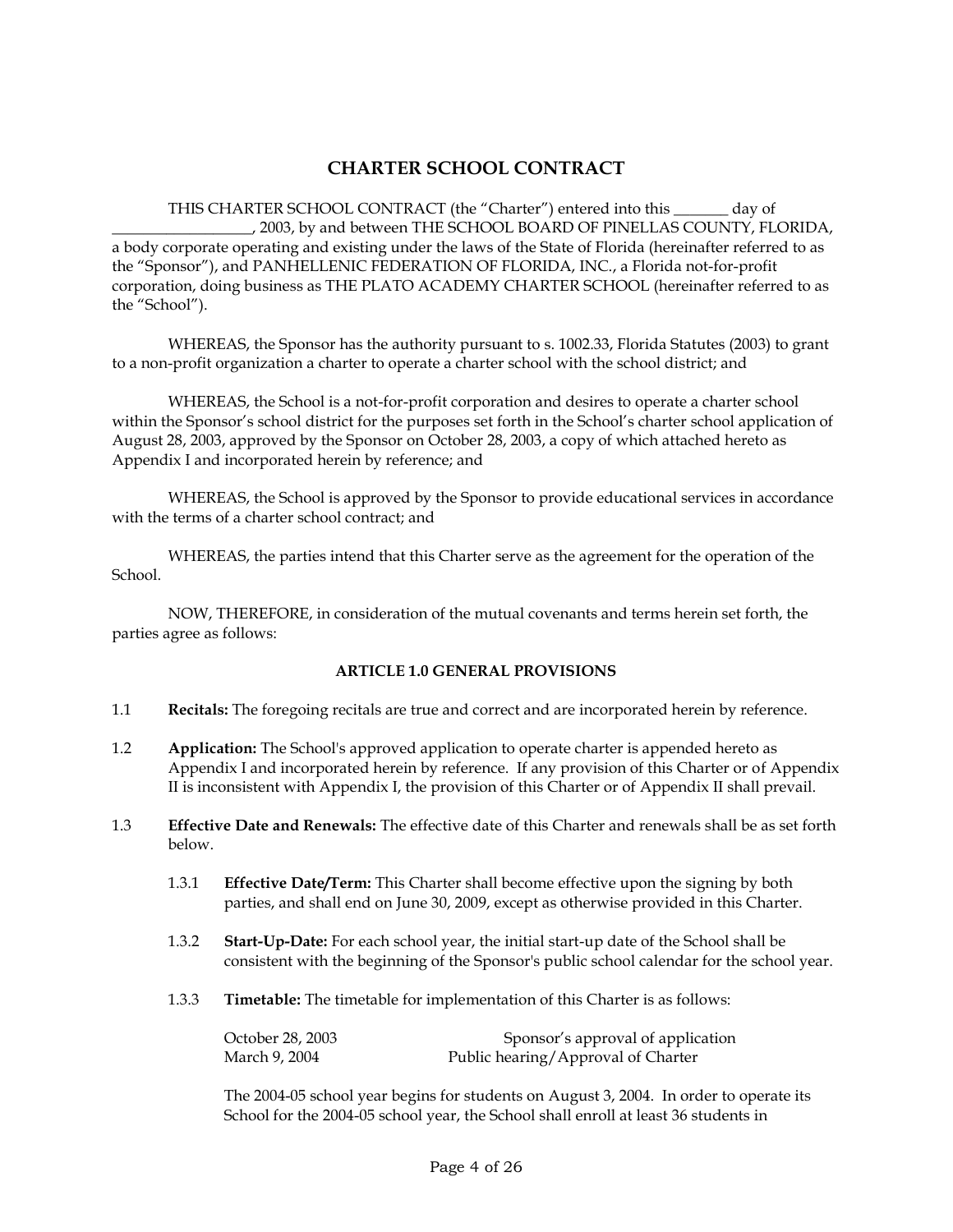# CHARTER SCHOOL CONTRACT

THIS CHARTER SCHOOL CONTRACT (the "Charter") entered into this _______ day of __________________, 2003, by and between THE SCHOOL BOARD OF PINELLAS COUNTY, FLORIDA, a body corporate operating and existing under the laws of the State of Florida (hereinafter referred to as the "Sponsor"), and PANHELLENIC FEDERATION OF FLORIDA, INC., a Florida not-for-profit corporation, doing business as THE PLATO ACADEMY CHARTER SCHOOL (hereinafter referred to as the "School").

WHEREAS, the Sponsor has the authority pursuant to s. 1002.33, Florida Statutes (2003) to grant to a non-profit organization a charter to operate a charter school with the school district; and

WHEREAS, the School is a not-for-profit corporation and desires to operate a charter school within the Sponsor's school district for the purposes set forth in the School's charter school application of August 28, 2003, approved by the Sponsor on October 28, 2003, a copy of which attached hereto as Appendix I and incorporated herein by reference; and

WHEREAS, the School is approved by the Sponsor to provide educational services in accordance with the terms of a charter school contract; and

WHEREAS, the parties intend that this Charter serve as the agreement for the operation of the School.

NOW, THEREFORE, in consideration of the mutual covenants and terms herein set forth, the parties agree as follows:

## ARTICLE 1.0 GENERAL PROVISIONS

1.1 **Recitals:** The foregoing recitals are true and correct and are incorporated herein by reference.

1.2 **Application:** The School's approved application to operate charter is appended hereto as Appendix I and incorporated herein by reference. If any provision of this Charter or of Appendix II is inconsistent with Appendix I, the provision of this Charter or of Appendix II shall prevail.

1.3 **Effective Date and Renewals:** The effective date of this Charter and renewals shall be as set forth below.

1.3.1 **Effective Date/Term:** This Charter shall become effective upon the signing by both parties, and shall end on June 30, 2009, except as otherwise provided in this Charter.

1.3.2 **Start-Up-Date:** For each school year, the initial start-up date of the School shall be consistent with the beginning of the Sponsor's public school calendar for the school year.

1.3.3 **Timetable:** The timetable for implementation of this Charter is as follows:

| | |
|---|---|
| October 28, 2003 | Sponsor's approval of application |
| March 9, 2004 | Public hearing/Approval of Charter |

The 2004-05 school year begins for students on August 3, 2004. In order to operate its School for the 2004-05 school year, the School shall enroll at least 36 students in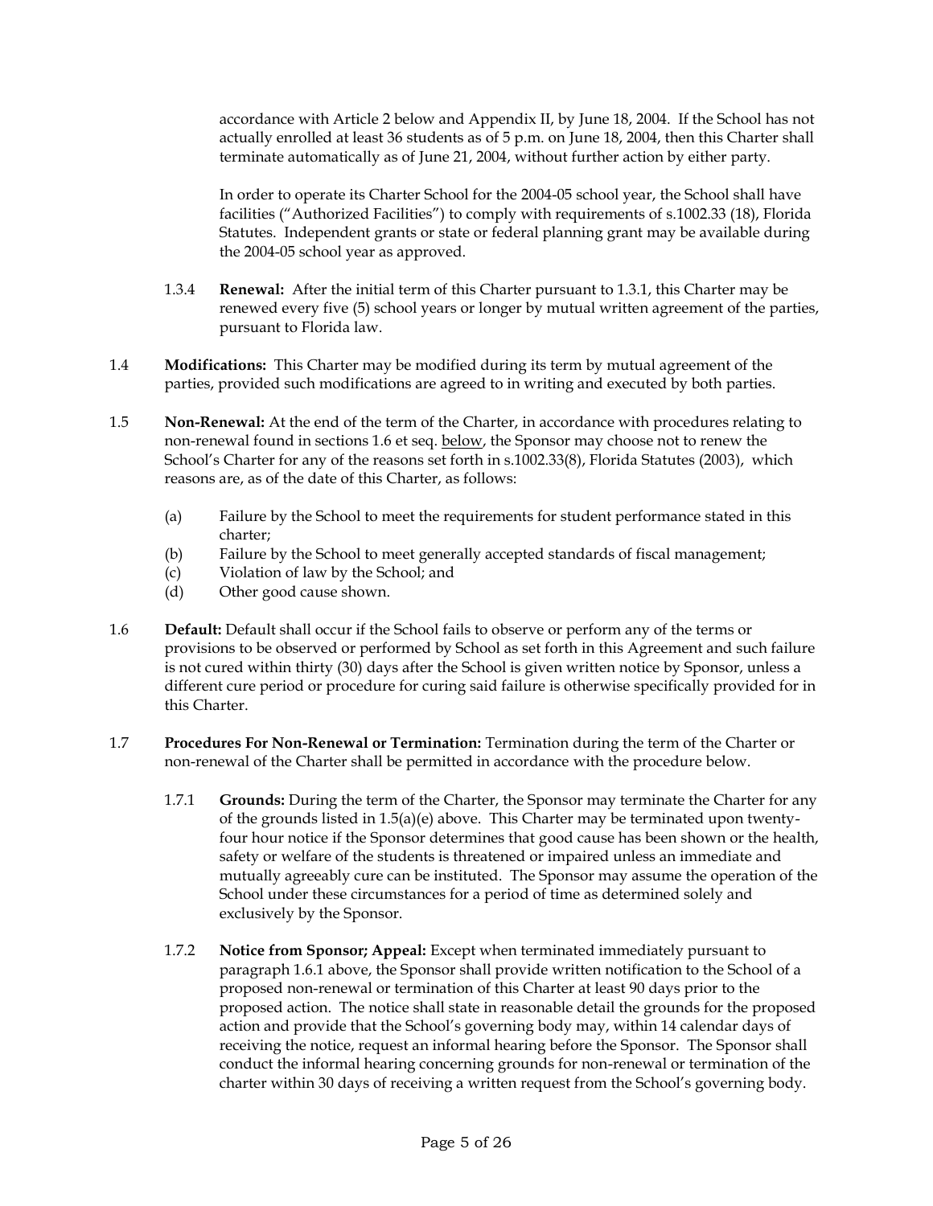accordance with Article 2 below and Appendix II, by June 18, 2004. If the School has not actually enrolled at least 36 students as of 5 p.m. on June 18, 2004, then this Charter shall terminate automatically as of June 21, 2004, without further action by either party.

In order to operate its Charter School for the 2004-05 school year, the School shall have facilities ("Authorized Facilities") to comply with requirements of s.1002.33 (18), Florida Statutes. Independent grants or state or federal planning grant may be available during the 2004-05 school year as approved.

1.3.4 **Renewal:** After the initial term of this Charter pursuant to 1.3.1, this Charter may be renewed every five (5) school years or longer by mutual written agreement of the parties, pursuant to Florida law.

1.4 **Modifications:** This Charter may be modified during its term by mutual agreement of the parties, provided such modifications are agreed to in writing and executed by both parties.

1.5 **Non-Renewal:** At the end of the term of the Charter, in accordance with procedures relating to non-renewal found in sections 1.6 et seq. <u>below</u>, the Sponsor may choose not to renew the School's Charter for any of the reasons set forth in s.1002.33(8), Florida Statutes (2003), which reasons are, as of the date of this Charter, as follows:

(a) Failure by the School to meet the requirements for student performance stated in this charter;
(b) Failure by the School to meet generally accepted standards of fiscal management;
(c) Violation of law by the School; and
(d) Other good cause shown.

1.6 **Default:** Default shall occur if the School fails to observe or perform any of the terms or provisions to be observed or performed by School as set forth in this Agreement and such failure is not cured within thirty (30) days after the School is given written notice by Sponsor, unless a different cure period or procedure for curing said failure is otherwise specifically provided for in this Charter.

1.7 **Procedures For Non-Renewal or Termination:** Termination during the term of the Charter or non-renewal of the Charter shall be permitted in accordance with the procedure below.

1.7.1 **Grounds:** During the term of the Charter, the Sponsor may terminate the Charter for any of the grounds listed in 1.5(a)(e) above. This Charter may be terminated upon twenty-four hour notice if the Sponsor determines that good cause has been shown or the health, safety or welfare of the students is threatened or impaired unless an immediate and mutually agreeably cure can be instituted. The Sponsor may assume the operation of the School under these circumstances for a period of time as determined solely and exclusively by the Sponsor.

1.7.2 **Notice from Sponsor; Appeal:** Except when terminated immediately pursuant to paragraph 1.6.1 above, the Sponsor shall provide written notification to the School of a proposed non-renewal or termination of this Charter at least 90 days prior to the proposed action. The notice shall state in reasonable detail the grounds for the proposed action and provide that the School's governing body may, within 14 calendar days of receiving the notice, request an informal hearing before the Sponsor. The Sponsor shall conduct the informal hearing concerning grounds for non-renewal or termination of the charter within 30 days of receiving a written request from the School's governing body.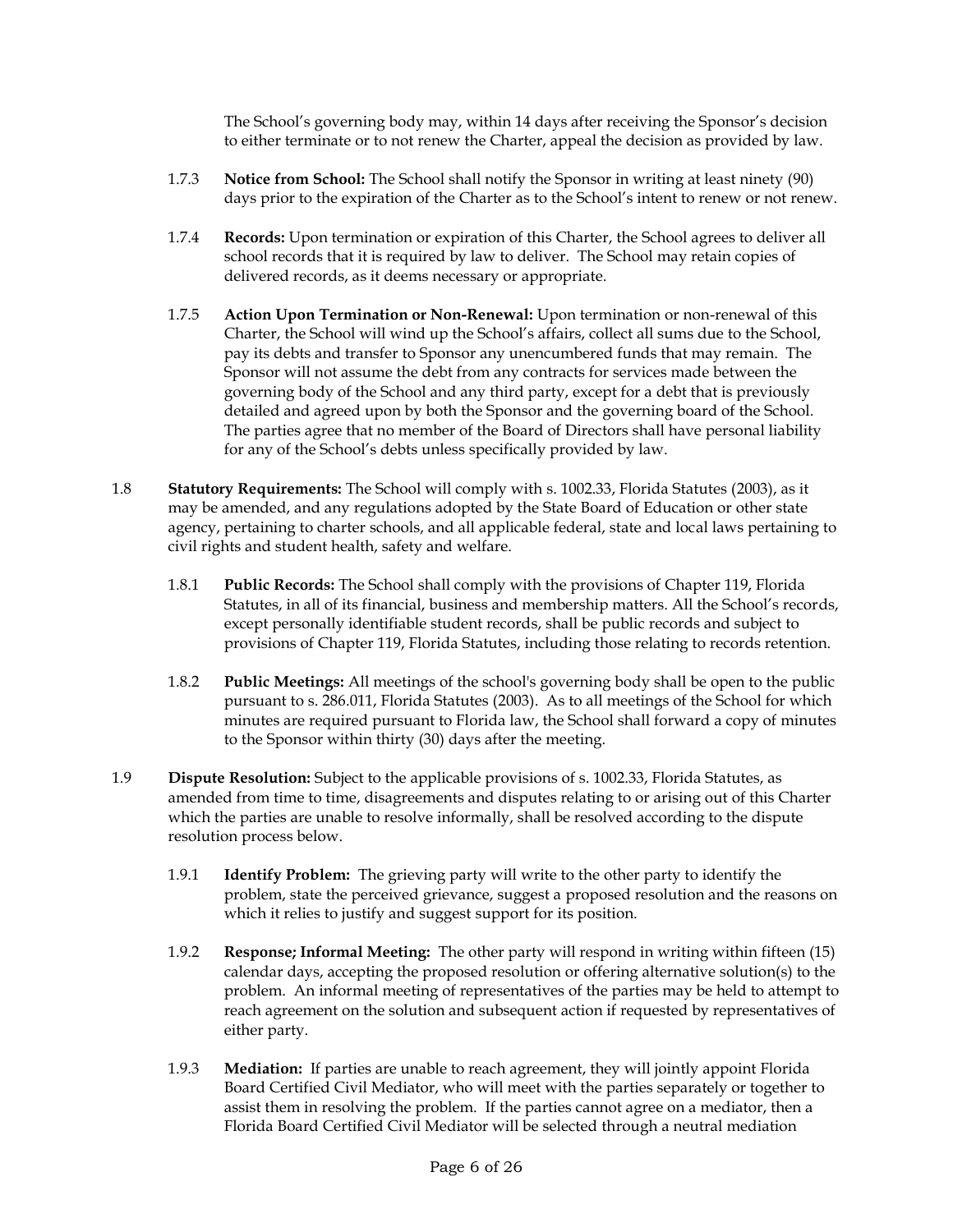The School's governing body may, within 14 days after receiving the Sponsor's decision to either terminate or to not renew the Charter, appeal the decision as provided by law.

1.7.3 **Notice from School:** The School shall notify the Sponsor in writing at least ninety (90) days prior to the expiration of the Charter as to the School's intent to renew or not renew.

1.7.4 **Records:** Upon termination or expiration of this Charter, the School agrees to deliver all school records that it is required by law to deliver. The School may retain copies of delivered records, as it deems necessary or appropriate.

1.7.5 **Action Upon Termination or Non-Renewal:** Upon termination or non-renewal of this Charter, the School will wind up the School's affairs, collect all sums due to the School, pay its debts and transfer to Sponsor any unencumbered funds that may remain. The Sponsor will not assume the debt from any contracts for services made between the governing body of the School and any third party, except for a debt that is previously detailed and agreed upon by both the Sponsor and the governing board of the School. The parties agree that no member of the Board of Directors shall have personal liability for any of the School's debts unless specifically provided by law.

1.8 **Statutory Requirements:** The School will comply with s. 1002.33, Florida Statutes (2003), as it may be amended, and any regulations adopted by the State Board of Education or other state agency, pertaining to charter schools, and all applicable federal, state and local laws pertaining to civil rights and student health, safety and welfare.

1.8.1 **Public Records:** The School shall comply with the provisions of Chapter 119, Florida Statutes, in all of its financial, business and membership matters. All the School's records, except personally identifiable student records, shall be public records and subject to provisions of Chapter 119, Florida Statutes, including those relating to records retention.

1.8.2 **Public Meetings:** All meetings of the school's governing body shall be open to the public pursuant to s. 286.011, Florida Statutes (2003). As to all meetings of the School for which minutes are required pursuant to Florida law, the School shall forward a copy of minutes to the Sponsor within thirty (30) days after the meeting.

1.9 **Dispute Resolution:** Subject to the applicable provisions of s. 1002.33, Florida Statutes, as amended from time to time, disagreements and disputes relating to or arising out of this Charter which the parties are unable to resolve informally, shall be resolved according to the dispute resolution process below.

1.9.1 **Identify Problem:** The grieving party will write to the other party to identify the problem, state the perceived grievance, suggest a proposed resolution and the reasons on which it relies to justify and suggest support for its position.

1.9.2 **Response; Informal Meeting:** The other party will respond in writing within fifteen (15) calendar days, accepting the proposed resolution or offering alternative solution(s) to the problem. An informal meeting of representatives of the parties may be held to attempt to reach agreement on the solution and subsequent action if requested by representatives of either party.

1.9.3 **Mediation:** If parties are unable to reach agreement, they will jointly appoint Florida Board Certified Civil Mediator, who will meet with the parties separately or together to assist them in resolving the problem. If the parties cannot agree on a mediator, then a Florida Board Certified Civil Mediator will be selected through a neutral mediation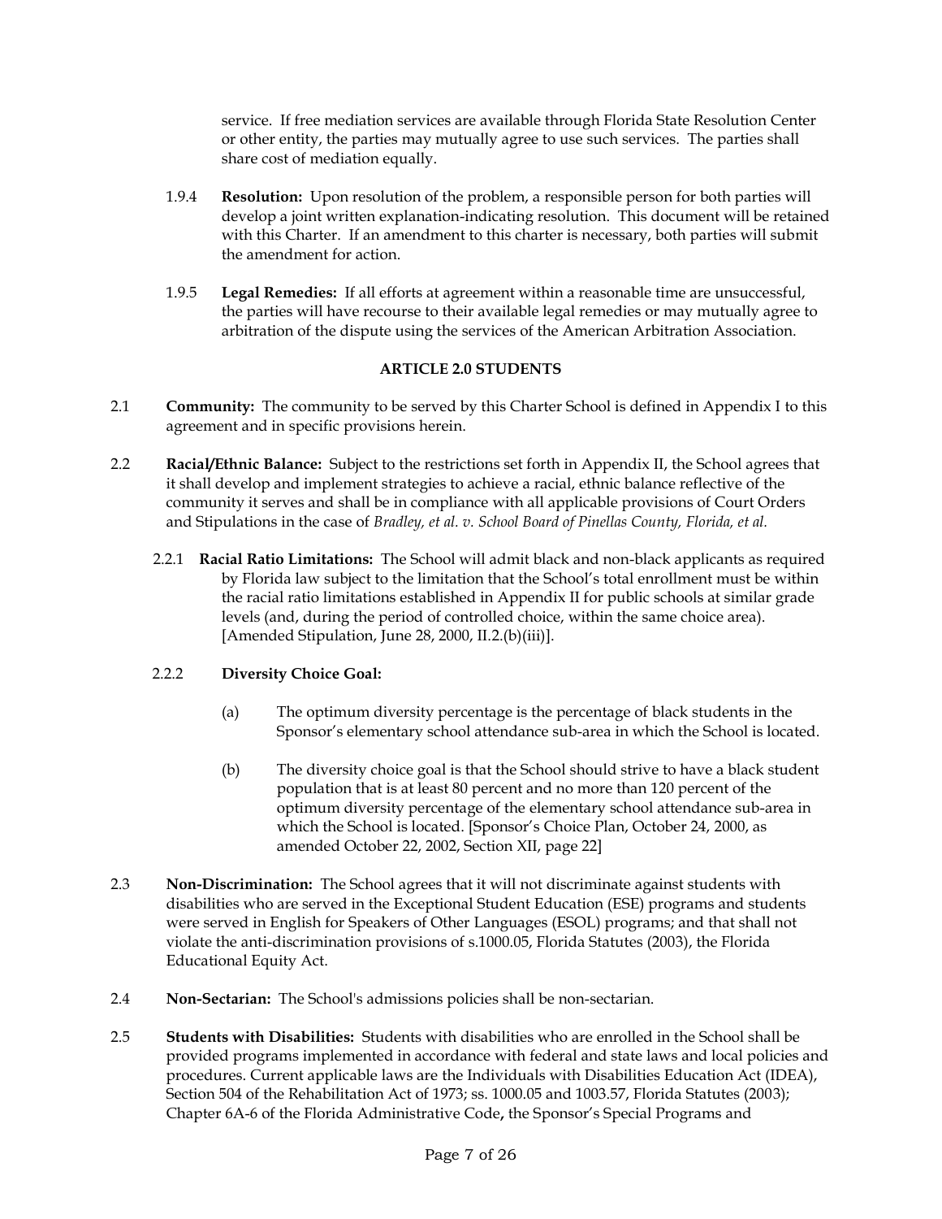service. If free mediation services are available through Florida State Resolution Center or other entity, the parties may mutually agree to use such services. The parties shall share cost of mediation equally.

1.9.4 **Resolution:** Upon resolution of the problem, a responsible person for both parties will develop a joint written explanation-indicating resolution. This document will be retained with this Charter. If an amendment to this charter is necessary, both parties will submit the amendment for action.

1.9.5 **Legal Remedies:** If all efforts at agreement within a reasonable time are unsuccessful, the parties will have recourse to their available legal remedies or may mutually agree to arbitration of the dispute using the services of the American Arbitration Association.

## ARTICLE 2.0 STUDENTS

2.1 **Community:** The community to be served by this Charter School is defined in Appendix I to this agreement and in specific provisions herein.

2.2 **Racial/Ethnic Balance:** Subject to the restrictions set forth in Appendix II, the School agrees that it shall develop and implement strategies to achieve a racial, ethnic balance reflective of the community it serves and shall be in compliance with all applicable provisions of Court Orders and Stipulations in the case of *Bradley, et al. v. School Board of Pinellas County, Florida, et al.*

2.2.1 **Racial Ratio Limitations:** The School will admit black and non-black applicants as required by Florida law subject to the limitation that the School's total enrollment must be within the racial ratio limitations established in Appendix II for public schools at similar grade levels (and, during the period of controlled choice, within the same choice area). [Amended Stipulation, June 28, 2000, II.2.(b)(iii)].

2.2.2 **Diversity Choice Goal:**

(a) The optimum diversity percentage is the percentage of black students in the Sponsor's elementary school attendance sub-area in which the School is located.

(b) The diversity choice goal is that the School should strive to have a black student population that is at least 80 percent and no more than 120 percent of the optimum diversity percentage of the elementary school attendance sub-area in which the School is located. [Sponsor's Choice Plan, October 24, 2000, as amended October 22, 2002, Section XII, page 22]

2.3 **Non-Discrimination:** The School agrees that it will not discriminate against students with disabilities who are served in the Exceptional Student Education (ESE) programs and students were served in English for Speakers of Other Languages (ESOL) programs; and that shall not violate the anti-discrimination provisions of s.1000.05, Florida Statutes (2003), the Florida Educational Equity Act.

2.4 **Non-Sectarian:** The School's admissions policies shall be non-sectarian.

2.5 **Students with Disabilities:** Students with disabilities who are enrolled in the School shall be provided programs implemented in accordance with federal and state laws and local policies and procedures. Current applicable laws are the Individuals with Disabilities Education Act (IDEA), Section 504 of the Rehabilitation Act of 1973; ss. 1000.05 and 1003.57, Florida Statutes (2003); Chapter 6A-6 of the Florida Administrative Code**,** the Sponsor's Special Programs and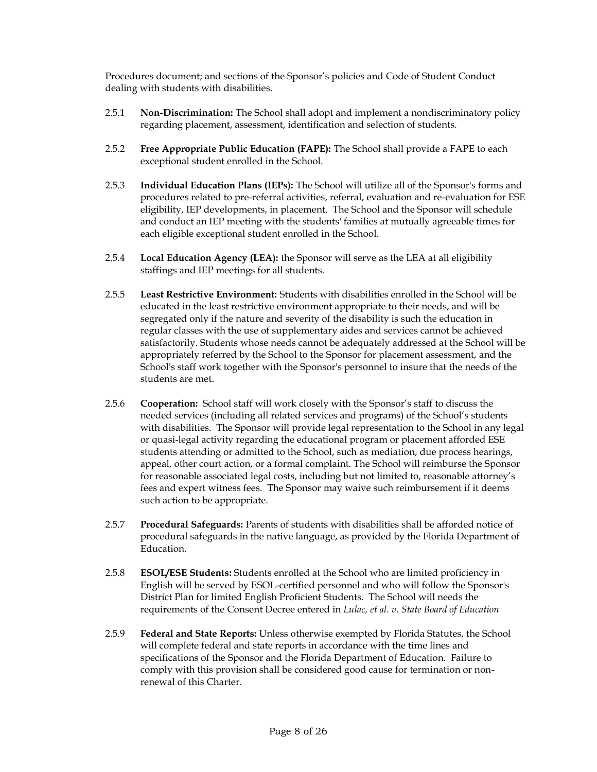Procedures document; and sections of the Sponsor's policies and Code of Student Conduct dealing with students with disabilities.

2.5.1 **Non-Discrimination:** The School shall adopt and implement a nondiscriminatory policy regarding placement, assessment, identification and selection of students.

2.5.2 **Free Appropriate Public Education (FAPE):** The School shall provide a FAPE to each exceptional student enrolled in the School.

2.5.3 **Individual Education Plans (IEPs):** The School will utilize all of the Sponsor's forms and procedures related to pre-referral activities, referral, evaluation and re-evaluation for ESE eligibility, IEP developments, in placement. The School and the Sponsor will schedule and conduct an IEP meeting with the students' families at mutually agreeable times for each eligible exceptional student enrolled in the School.

2.5.4 **Local Education Agency (LEA):** the Sponsor will serve as the LEA at all eligibility staffings and IEP meetings for all students.

2.5.5 **Least Restrictive Environment:** Students with disabilities enrolled in the School will be educated in the least restrictive environment appropriate to their needs, and will be segregated only if the nature and severity of the disability is such the education in regular classes with the use of supplementary aides and services cannot be achieved satisfactorily. Students whose needs cannot be adequately addressed at the School will be appropriately referred by the School to the Sponsor for placement assessment, and the School's staff work together with the Sponsor's personnel to insure that the needs of the students are met.

2.5.6 **Cooperation:** School staff will work closely with the Sponsor's staff to discuss the needed services (including all related services and programs) of the School's students with disabilities. The Sponsor will provide legal representation to the School in any legal or quasi-legal activity regarding the educational program or placement afforded ESE students attending or admitted to the School, such as mediation, due process hearings, appeal, other court action, or a formal complaint. The School will reimburse the Sponsor for reasonable associated legal costs, including but not limited to, reasonable attorney's fees and expert witness fees. The Sponsor may waive such reimbursement if it deems such action to be appropriate.

2.5.7 **Procedural Safeguards:** Parents of students with disabilities shall be afforded notice of procedural safeguards in the native language, as provided by the Florida Department of Education.

2.5.8 **ESOL/ESE Students:** Students enrolled at the School who are limited proficiency in English will be served by ESOL-certified personnel and who will follow the Sponsor's District Plan for limited English Proficient Students. The School will needs the requirements of the Consent Decree entered in *Lulac, et al. v. State Board of Education*

2.5.9 **Federal and State Reports:** Unless otherwise exempted by Florida Statutes, the School will complete federal and state reports in accordance with the time lines and specifications of the Sponsor and the Florida Department of Education. Failure to comply with this provision shall be considered good cause for termination or non-renewal of this Charter.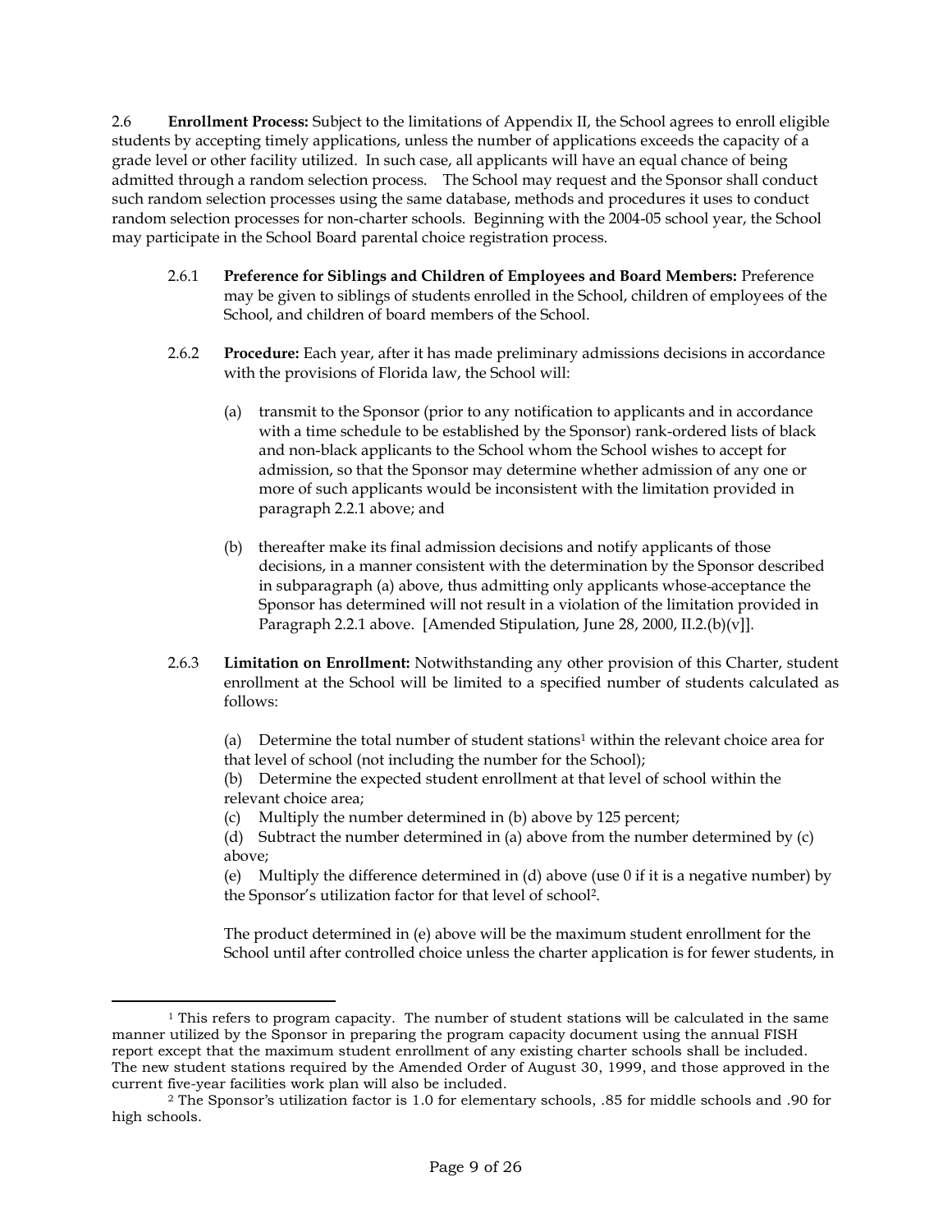2.6 **Enrollment Process:** Subject to the limitations of Appendix II, the School agrees to enroll eligible students by accepting timely applications, unless the number of applications exceeds the capacity of a grade level or other facility utilized. In such case, all applicants will have an equal chance of being admitted through a random selection process. The School may request and the Sponsor shall conduct such random selection processes using the same database, methods and procedures it uses to conduct random selection processes for non-charter schools. Beginning with the 2004-05 school year, the School may participate in the School Board parental choice registration process.

2.6.1 **Preference for Siblings and Children of Employees and Board Members:** Preference may be given to siblings of students enrolled in the School, children of employees of the School, and children of board members of the School.

2.6.2 **Procedure:** Each year, after it has made preliminary admissions decisions in accordance with the provisions of Florida law, the School will:

(a) transmit to the Sponsor (prior to any notification to applicants and in accordance with a time schedule to be established by the Sponsor) rank-ordered lists of black and non-black applicants to the School whom the School wishes to accept for admission, so that the Sponsor may determine whether admission of any one or more of such applicants would be inconsistent with the limitation provided in paragraph 2.2.1 above; and

(b) thereafter make its final admission decisions and notify applicants of those decisions, in a manner consistent with the determination by the Sponsor described in subparagraph (a) above, thus admitting only applicants whose acceptance the Sponsor has determined will not result in a violation of the limitation provided in Paragraph 2.2.1 above. [Amended Stipulation, June 28, 2000, II.2.(b)(v)].

2.6.3 **Limitation on Enrollment:** Notwithstanding any other provision of this Charter, student enrollment at the School will be limited to a specified number of students calculated as follows:

(a) Determine the total number of student stations[1] within the relevant choice area for that level of school (not including the number for the School);
(b) Determine the expected student enrollment at that level of school within the relevant choice area;
(c) Multiply the number determined in (b) above by 125 percent;
(d) Subtract the number determined in (a) above from the number determined by (c) above;
(e) Multiply the difference determined in (d) above (use 0 if it is a negative number) by the Sponsor's utilization factor for that level of school[2].

The product determined in (e) above will be the maximum student enrollment for the School until after controlled choice unless the charter application is for fewer students, in

---

[1] This refers to program capacity. The number of student stations will be calculated in the same manner utilized by the Sponsor in preparing the program capacity document using the annual FISH report except that the maximum student enrollment of any existing charter schools shall be included. The new student stations required by the Amended Order of August 30, 1999, and those approved in the current five-year facilities work plan will also be included.

[2] The Sponsor's utilization factor is 1.0 for elementary schools, .85 for middle schools and .90 for high schools.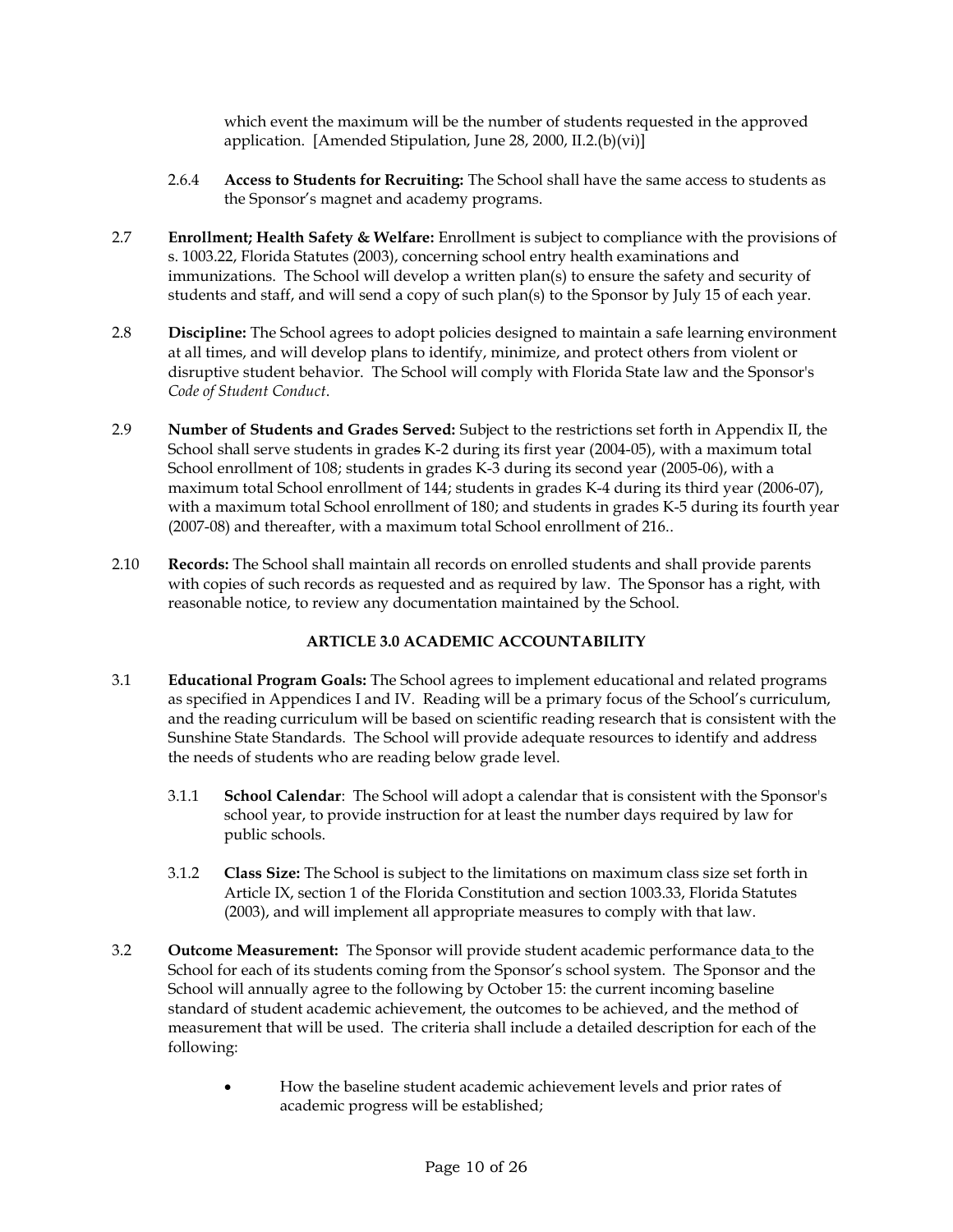which event the maximum will be the number of students requested in the approved application. [Amended Stipulation, June 28, 2000, II.2.(b)(vi)]

2.6.4 **Access to Students for Recruiting:** The School shall have the same access to students as the Sponsor's magnet and academy programs.

2.7 **Enrollment; Health Safety & Welfare:** Enrollment is subject to compliance with the provisions of s. 1003.22, Florida Statutes (2003), concerning school entry health examinations and immunizations. The School will develop a written plan(s) to ensure the safety and security of students and staff, and will send a copy of such plan(s) to the Sponsor by July 15 of each year.

2.8 **Discipline:** The School agrees to adopt policies designed to maintain a safe learning environment at all times, and will develop plans to identify, minimize, and protect others from violent or disruptive student behavior. The School will comply with Florida State law and the Sponsor's *Code of Student Conduct*.

2.9 **Number of Students and Grades Served:** Subject to the restrictions set forth in Appendix II, the School shall serve students in grades K-2 during its first year (2004-05), with a maximum total School enrollment of 108; students in grades K-3 during its second year (2005-06), with a maximum total School enrollment of 144; students in grades K-4 during its third year (2006-07), with a maximum total School enrollment of 180; and students in grades K-5 during its fourth year (2007-08) and thereafter, with a maximum total School enrollment of 216..

2.10 **Records:** The School shall maintain all records on enrolled students and shall provide parents with copies of such records as requested and as required by law. The Sponsor has a right, with reasonable notice, to review any documentation maintained by the School.

## ARTICLE 3.0 ACADEMIC ACCOUNTABILITY

3.1 **Educational Program Goals:** The School agrees to implement educational and related programs as specified in Appendices I and IV. Reading will be a primary focus of the School's curriculum, and the reading curriculum will be based on scientific reading research that is consistent with the Sunshine State Standards. The School will provide adequate resources to identify and address the needs of students who are reading below grade level.

3.1.1 **School Calendar**: The School will adopt a calendar that is consistent with the Sponsor's school year, to provide instruction for at least the number days required by law for public schools.

3.1.2 **Class Size:** The School is subject to the limitations on maximum class size set forth in Article IX, section 1 of the Florida Constitution and section 1003.33, Florida Statutes (2003), and will implement all appropriate measures to comply with that law.

3.2 **Outcome Measurement:** The Sponsor will provide student academic performance data to the School for each of its students coming from the Sponsor's school system. The Sponsor and the School will annually agree to the following by October 15: the current incoming baseline standard of student academic achievement, the outcomes to be achieved, and the method of measurement that will be used. The criteria shall include a detailed description for each of the following:

- How the baseline student academic achievement levels and prior rates of academic progress will be established;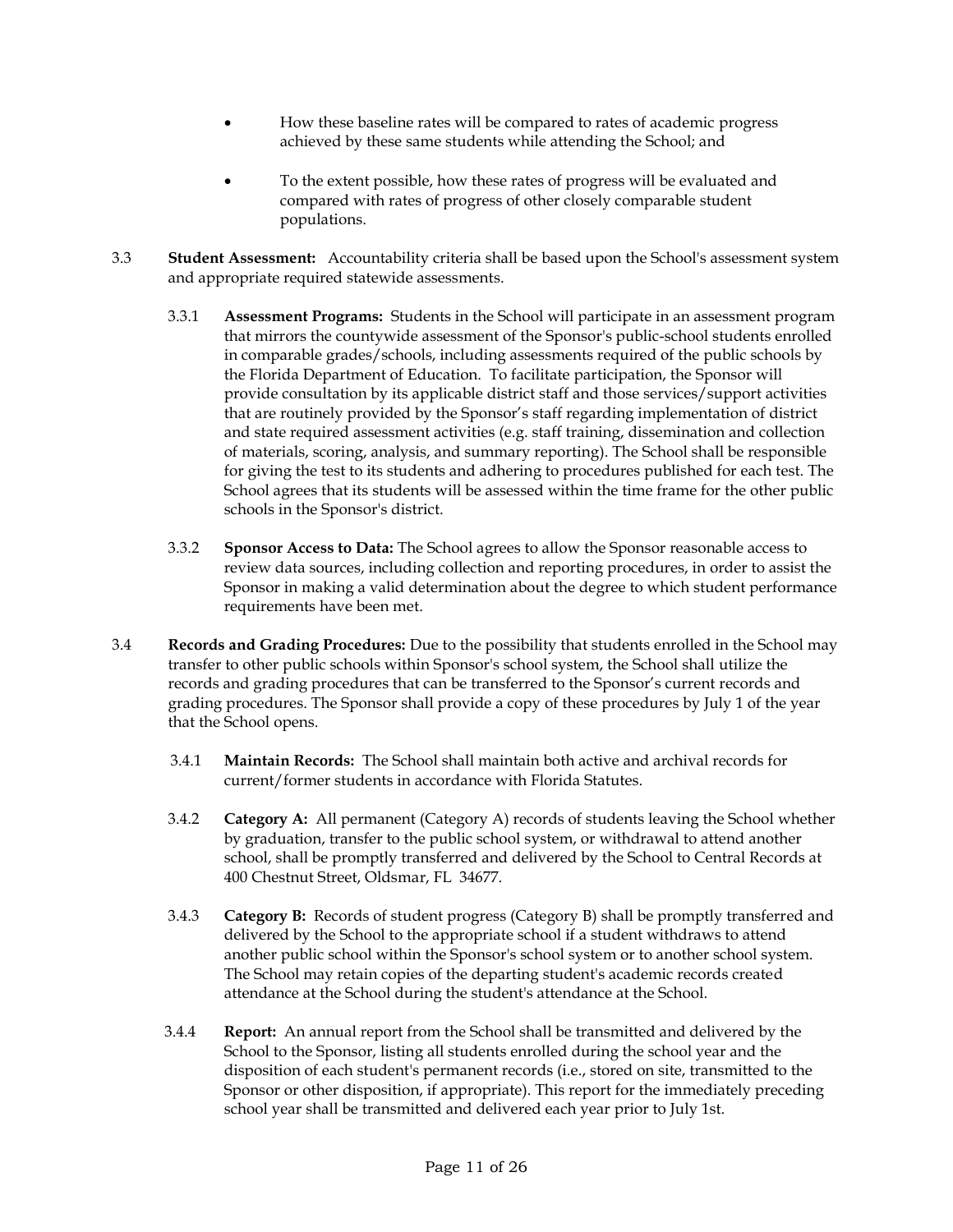- How these baseline rates will be compared to rates of academic progress achieved by these same students while attending the School; and

- To the extent possible, how these rates of progress will be evaluated and compared with rates of progress of other closely comparable student populations.

3.3 **Student Assessment:** Accountability criteria shall be based upon the School's assessment system and appropriate required statewide assessments.

3.3.1 **Assessment Programs:** Students in the School will participate in an assessment program that mirrors the countywide assessment of the Sponsor's public-school students enrolled in comparable grades/schools, including assessments required of the public schools by the Florida Department of Education. To facilitate participation, the Sponsor will provide consultation by its applicable district staff and those services/support activities that are routinely provided by the Sponsor's staff regarding implementation of district and state required assessment activities (e.g. staff training, dissemination and collection of materials, scoring, analysis, and summary reporting). The School shall be responsible for giving the test to its students and adhering to procedures published for each test. The School agrees that its students will be assessed within the time frame for the other public schools in the Sponsor's district.

3.3.2 **Sponsor Access to Data:** The School agrees to allow the Sponsor reasonable access to review data sources, including collection and reporting procedures, in order to assist the Sponsor in making a valid determination about the degree to which student performance requirements have been met.

3.4 **Records and Grading Procedures:** Due to the possibility that students enrolled in the School may transfer to other public schools within Sponsor's school system, the School shall utilize the records and grading procedures that can be transferred to the Sponsor's current records and grading procedures. The Sponsor shall provide a copy of these procedures by July 1 of the year that the School opens.

3.4.1 **Maintain Records:** The School shall maintain both active and archival records for current/former students in accordance with Florida Statutes.

3.4.2 **Category A:** All permanent (Category A) records of students leaving the School whether by graduation, transfer to the public school system, or withdrawal to attend another school, shall be promptly transferred and delivered by the School to Central Records at 400 Chestnut Street, Oldsmar, FL 34677.

3.4.3 **Category B:** Records of student progress (Category B) shall be promptly transferred and delivered by the School to the appropriate school if a student withdraws to attend another public school within the Sponsor's school system or to another school system. The School may retain copies of the departing student's academic records created attendance at the School during the student's attendance at the School.

3.4.4 **Report:** An annual report from the School shall be transmitted and delivered by the School to the Sponsor, listing all students enrolled during the school year and the disposition of each student's permanent records (i.e., stored on site, transmitted to the Sponsor or other disposition, if appropriate). This report for the immediately preceding school year shall be transmitted and delivered each year prior to July 1st.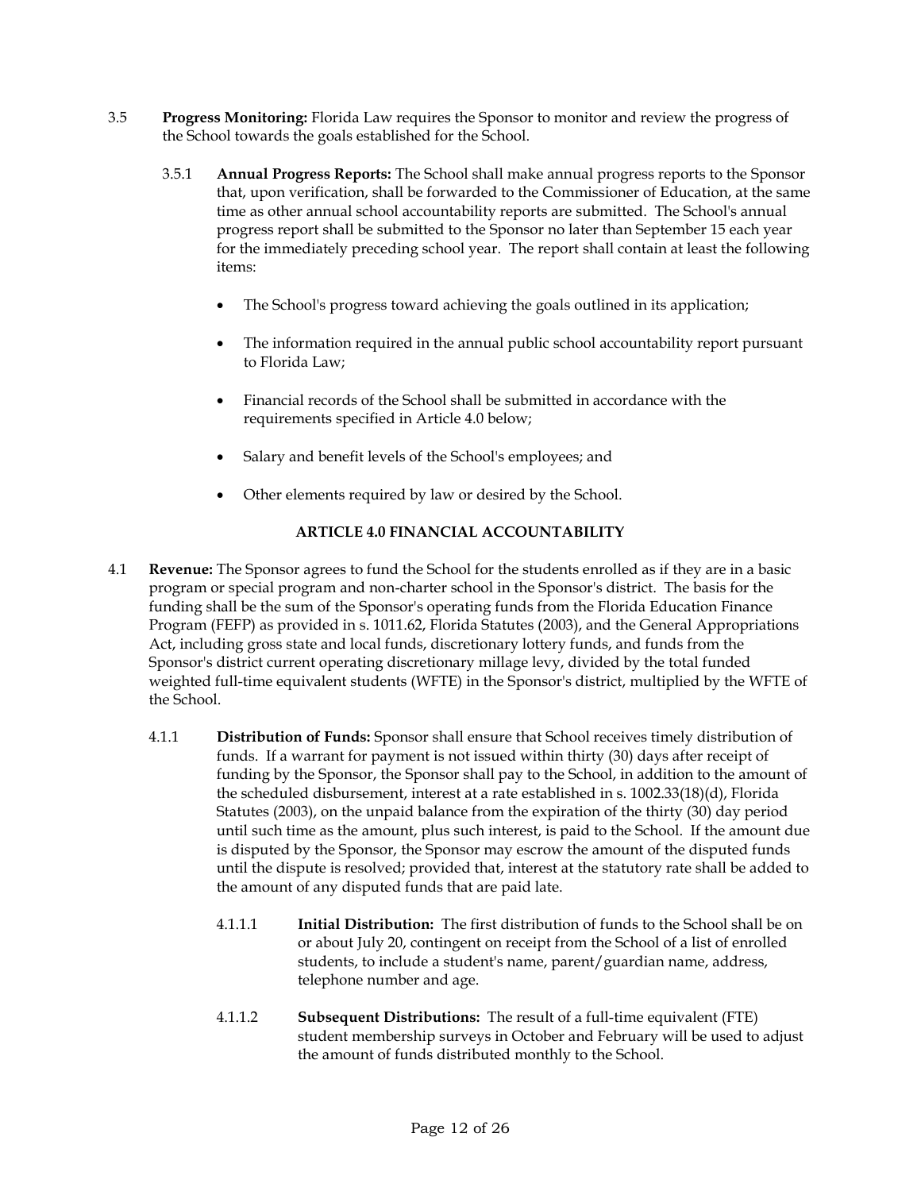3.5 **Progress Monitoring:** Florida Law requires the Sponsor to monitor and review the progress of the School towards the goals established for the School.

3.5.1 **Annual Progress Reports:** The School shall make annual progress reports to the Sponsor that, upon verification, shall be forwarded to the Commissioner of Education, at the same time as other annual school accountability reports are submitted. The School's annual progress report shall be submitted to the Sponsor no later than September 15 each year for the immediately preceding school year. The report shall contain at least the following items:

- The School's progress toward achieving the goals outlined in its application;
- The information required in the annual public school accountability report pursuant to Florida Law;
- Financial records of the School shall be submitted in accordance with the requirements specified in Article 4.0 below;
- Salary and benefit levels of the School's employees; and
- Other elements required by law or desired by the School.

## ARTICLE 4.0 FINANCIAL ACCOUNTABILITY

4.1 **Revenue:** The Sponsor agrees to fund the School for the students enrolled as if they are in a basic program or special program and non-charter school in the Sponsor's district. The basis for the funding shall be the sum of the Sponsor's operating funds from the Florida Education Finance Program (FEFP) as provided in s. 1011.62, Florida Statutes (2003), and the General Appropriations Act, including gross state and local funds, discretionary lottery funds, and funds from the Sponsor's district current operating discretionary millage levy, divided by the total funded weighted full-time equivalent students (WFTE) in the Sponsor's district, multiplied by the WFTE of the School.

4.1.1 **Distribution of Funds:** Sponsor shall ensure that School receives timely distribution of funds. If a warrant for payment is not issued within thirty (30) days after receipt of funding by the Sponsor, the Sponsor shall pay to the School, in addition to the amount of the scheduled disbursement, interest at a rate established in s. 1002.33(18)(d), Florida Statutes (2003), on the unpaid balance from the expiration of the thirty (30) day period until such time as the amount, plus such interest, is paid to the School. If the amount due is disputed by the Sponsor, the Sponsor may escrow the amount of the disputed funds until the dispute is resolved; provided that, interest at the statutory rate shall be added to the amount of any disputed funds that are paid late.

4.1.1.1 **Initial Distribution:** The first distribution of funds to the School shall be on or about July 20, contingent on receipt from the School of a list of enrolled students, to include a student's name, parent/guardian name, address, telephone number and age.

4.1.1.2 **Subsequent Distributions:** The result of a full-time equivalent (FTE) student membership surveys in October and February will be used to adjust the amount of funds distributed monthly to the School.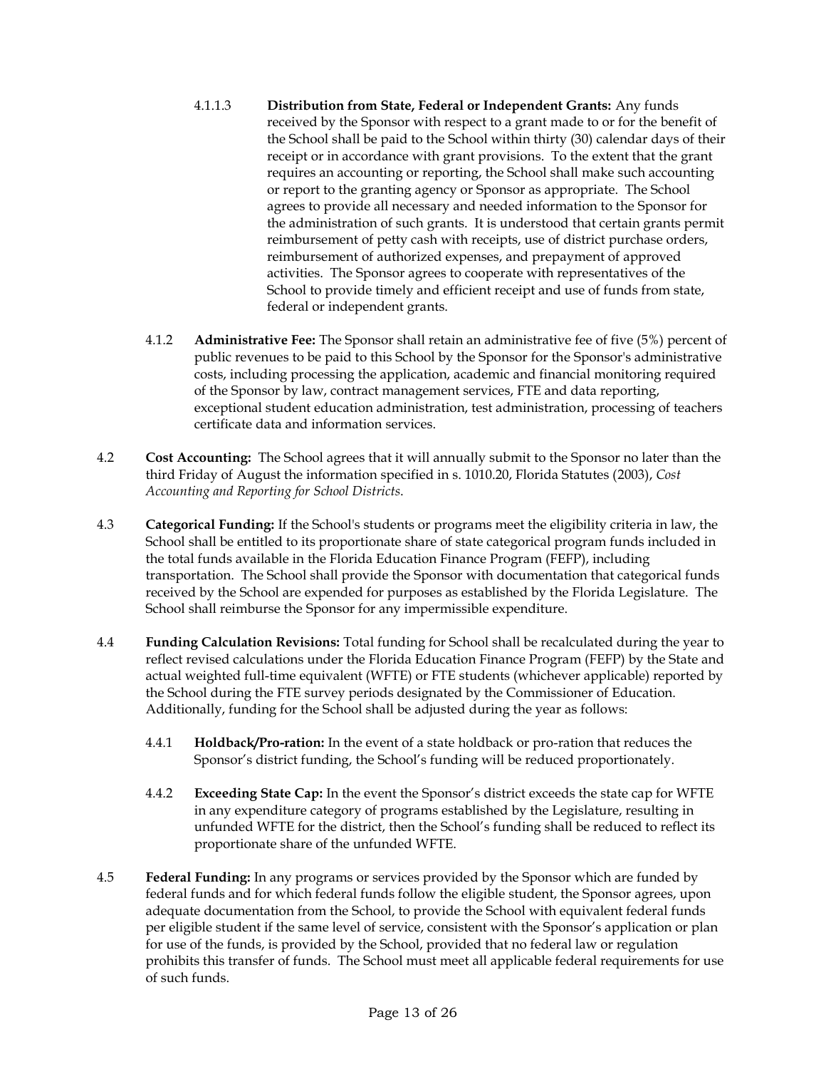4.1.1.3 **Distribution from State, Federal or Independent Grants:** Any funds received by the Sponsor with respect to a grant made to or for the benefit of the School shall be paid to the School within thirty (30) calendar days of their receipt or in accordance with grant provisions. To the extent that the grant requires an accounting or reporting, the School shall make such accounting or report to the granting agency or Sponsor as appropriate. The School agrees to provide all necessary and needed information to the Sponsor for the administration of such grants. It is understood that certain grants permit reimbursement of petty cash with receipts, use of district purchase orders, reimbursement of authorized expenses, and prepayment of approved activities. The Sponsor agrees to cooperate with representatives of the School to provide timely and efficient receipt and use of funds from state, federal or independent grants.

4.1.2 **Administrative Fee:** The Sponsor shall retain an administrative fee of five (5%) percent of public revenues to be paid to this School by the Sponsor for the Sponsor's administrative costs, including processing the application, academic and financial monitoring required of the Sponsor by law, contract management services, FTE and data reporting, exceptional student education administration, test administration, processing of teachers certificate data and information services.

4.2 **Cost Accounting:** The School agrees that it will annually submit to the Sponsor no later than the third Friday of August the information specified in s. 1010.20, Florida Statutes (2003), *Cost Accounting and Reporting for School Districts*.

4.3 **Categorical Funding:** If the School's students or programs meet the eligibility criteria in law, the School shall be entitled to its proportionate share of state categorical program funds included in the total funds available in the Florida Education Finance Program (FEFP), including transportation. The School shall provide the Sponsor with documentation that categorical funds received by the School are expended for purposes as established by the Florida Legislature. The School shall reimburse the Sponsor for any impermissible expenditure.

4.4 **Funding Calculation Revisions:** Total funding for School shall be recalculated during the year to reflect revised calculations under the Florida Education Finance Program (FEFP) by the State and actual weighted full-time equivalent (WFTE) or FTE students (whichever applicable) reported by the School during the FTE survey periods designated by the Commissioner of Education. Additionally, funding for the School shall be adjusted during the year as follows:

4.4.1 **Holdback/Pro-ration:** In the event of a state holdback or pro-ration that reduces the Sponsor's district funding, the School's funding will be reduced proportionately.

4.4.2 **Exceeding State Cap:** In the event the Sponsor's district exceeds the state cap for WFTE in any expenditure category of programs established by the Legislature, resulting in unfunded WFTE for the district, then the School's funding shall be reduced to reflect its proportionate share of the unfunded WFTE.

4.5 **Federal Funding:** In any programs or services provided by the Sponsor which are funded by federal funds and for which federal funds follow the eligible student, the Sponsor agrees, upon adequate documentation from the School, to provide the School with equivalent federal funds per eligible student if the same level of service, consistent with the Sponsor's application or plan for use of the funds, is provided by the School, provided that no federal law or regulation prohibits this transfer of funds. The School must meet all applicable federal requirements for use of such funds.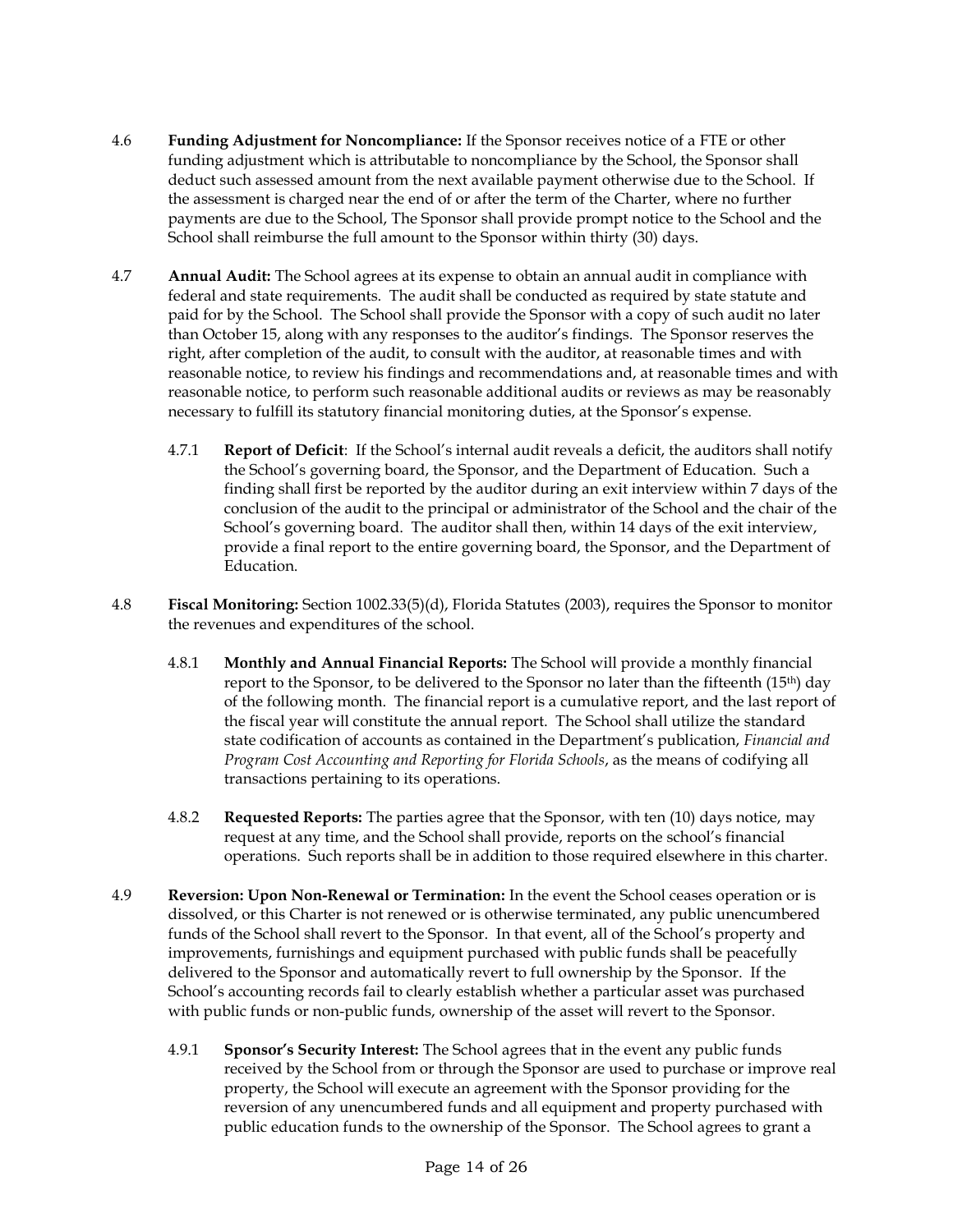4.6 **Funding Adjustment for Noncompliance:** If the Sponsor receives notice of a FTE or other funding adjustment which is attributable to noncompliance by the School, the Sponsor shall deduct such assessed amount from the next available payment otherwise due to the School. If the assessment is charged near the end of or after the term of the Charter, where no further payments are due to the School, The Sponsor shall provide prompt notice to the School and the School shall reimburse the full amount to the Sponsor within thirty (30) days.

4.7 **Annual Audit:** The School agrees at its expense to obtain an annual audit in compliance with federal and state requirements. The audit shall be conducted as required by state statute and paid for by the School. The School shall provide the Sponsor with a copy of such audit no later than October 15, along with any responses to the auditor's findings. The Sponsor reserves the right, after completion of the audit, to consult with the auditor, at reasonable times and with reasonable notice, to review his findings and recommendations and, at reasonable times and with reasonable notice, to perform such reasonable additional audits or reviews as may be reasonably necessary to fulfill its statutory financial monitoring duties, at the Sponsor's expense.

4.7.1 **Report of Deficit**: If the School's internal audit reveals a deficit, the auditors shall notify the School's governing board, the Sponsor, and the Department of Education. Such a finding shall first be reported by the auditor during an exit interview within 7 days of the conclusion of the audit to the principal or administrator of the School and the chair of the School's governing board. The auditor shall then, within 14 days of the exit interview, provide a final report to the entire governing board, the Sponsor, and the Department of Education.

4.8 **Fiscal Monitoring:** Section 1002.33(5)(d), Florida Statutes (2003), requires the Sponsor to monitor the revenues and expenditures of the school.

4.8.1 **Monthly and Annual Financial Reports:** The School will provide a monthly financial report to the Sponsor, to be delivered to the Sponsor no later than the fifteenth (15th) day of the following month. The financial report is a cumulative report, and the last report of the fiscal year will constitute the annual report. The School shall utilize the standard state codification of accounts as contained in the Department's publication, *Financial and Program Cost Accounting and Reporting for Florida Schools*, as the means of codifying all transactions pertaining to its operations.

4.8.2 **Requested Reports:** The parties agree that the Sponsor, with ten (10) days notice, may request at any time, and the School shall provide, reports on the school's financial operations. Such reports shall be in addition to those required elsewhere in this charter.

4.9 **Reversion: Upon Non-Renewal or Termination:** In the event the School ceases operation or is dissolved, or this Charter is not renewed or is otherwise terminated, any public unencumbered funds of the School shall revert to the Sponsor. In that event, all of the School's property and improvements, furnishings and equipment purchased with public funds shall be peacefully delivered to the Sponsor and automatically revert to full ownership by the Sponsor. If the School's accounting records fail to clearly establish whether a particular asset was purchased with public funds or non-public funds, ownership of the asset will revert to the Sponsor.

4.9.1 **Sponsor's Security Interest:** The School agrees that in the event any public funds received by the School from or through the Sponsor are used to purchase or improve real property, the School will execute an agreement with the Sponsor providing for the reversion of any unencumbered funds and all equipment and property purchased with public education funds to the ownership of the Sponsor. The School agrees to grant a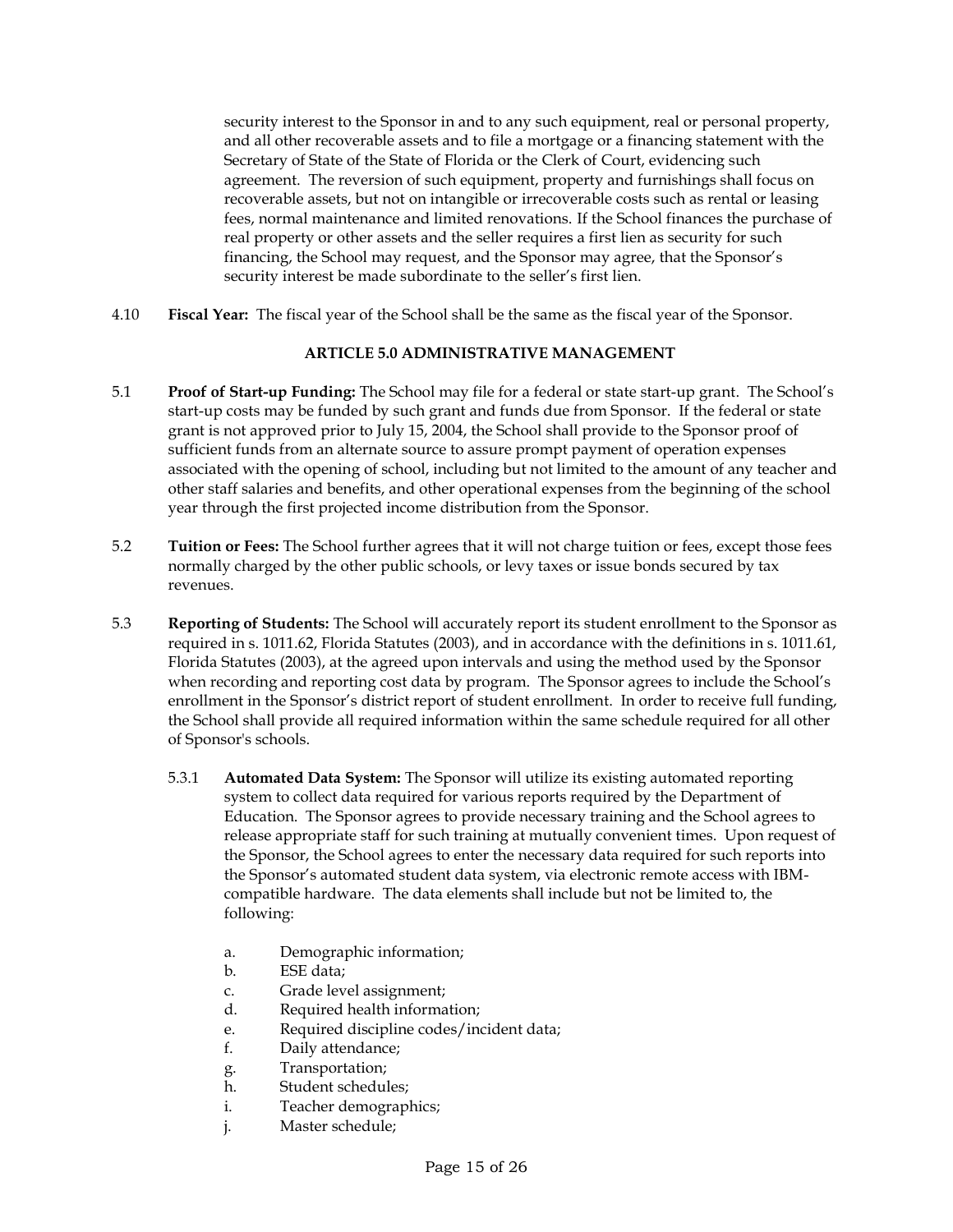security interest to the Sponsor in and to any such equipment, real or personal property, and all other recoverable assets and to file a mortgage or a financing statement with the Secretary of State of the State of Florida or the Clerk of Court, evidencing such agreement. The reversion of such equipment, property and furnishings shall focus on recoverable assets, but not on intangible or irrecoverable costs such as rental or leasing fees, normal maintenance and limited renovations. If the School finances the purchase of real property or other assets and the seller requires a first lien as security for such financing, the School may request, and the Sponsor may agree, that the Sponsor's security interest be made subordinate to the seller's first lien.

4.10 **Fiscal Year:** The fiscal year of the School shall be the same as the fiscal year of the Sponsor.

## ARTICLE 5.0 ADMINISTRATIVE MANAGEMENT

5.1 **Proof of Start-up Funding:** The School may file for a federal or state start-up grant. The School's start-up costs may be funded by such grant and funds due from Sponsor. If the federal or state grant is not approved prior to July 15, 2004, the School shall provide to the Sponsor proof of sufficient funds from an alternate source to assure prompt payment of operation expenses associated with the opening of school, including but not limited to the amount of any teacher and other staff salaries and benefits, and other operational expenses from the beginning of the school year through the first projected income distribution from the Sponsor.

5.2 **Tuition or Fees:** The School further agrees that it will not charge tuition or fees, except those fees normally charged by the other public schools, or levy taxes or issue bonds secured by tax revenues.

5.3 **Reporting of Students:** The School will accurately report its student enrollment to the Sponsor as required in s. 1011.62, Florida Statutes (2003), and in accordance with the definitions in s. 1011.61, Florida Statutes (2003), at the agreed upon intervals and using the method used by the Sponsor when recording and reporting cost data by program. The Sponsor agrees to include the School's enrollment in the Sponsor's district report of student enrollment. In order to receive full funding, the School shall provide all required information within the same schedule required for all other of Sponsor's schools.

5.3.1 **Automated Data System:** The Sponsor will utilize its existing automated reporting system to collect data required for various reports required by the Department of Education. The Sponsor agrees to provide necessary training and the School agrees to release appropriate staff for such training at mutually convenient times. Upon request of the Sponsor, the School agrees to enter the necessary data required for such reports into the Sponsor's automated student data system, via electronic remote access with IBM-compatible hardware. The data elements shall include but not be limited to, the following:

a. Demographic information;
b. ESE data;
c. Grade level assignment;
d. Required health information;
e. Required discipline codes/incident data;
f. Daily attendance;
g. Transportation;
h. Student schedules;
i. Teacher demographics;
j. Master schedule;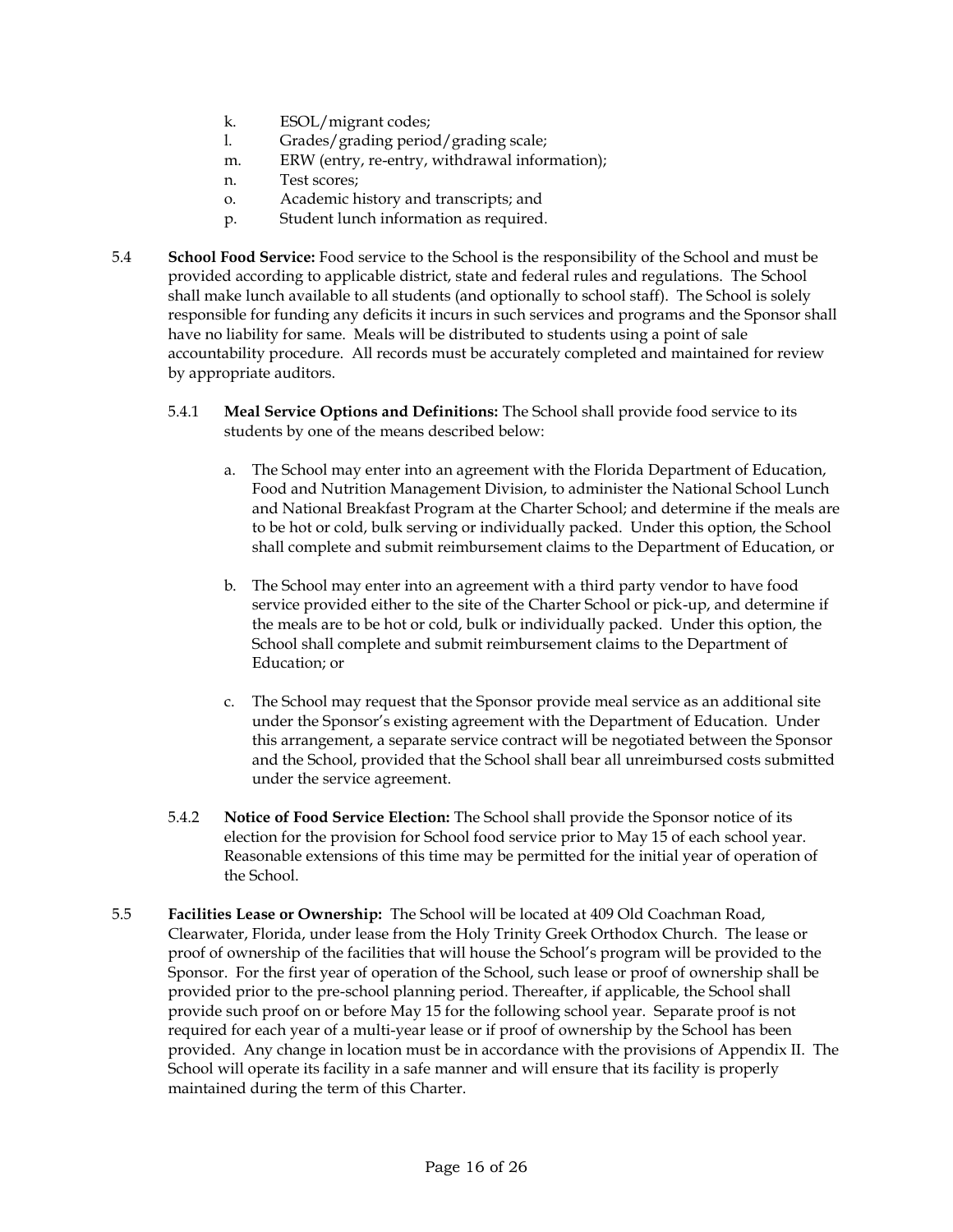k. ESOL/migrant codes;
l. Grades/grading period/grading scale;
m. ERW (entry, re-entry, withdrawal information);
n. Test scores;
o. Academic history and transcripts; and
p. Student lunch information as required.

5.4 **School Food Service:** Food service to the School is the responsibility of the School and must be provided according to applicable district, state and federal rules and regulations. The School shall make lunch available to all students (and optionally to school staff). The School is solely responsible for funding any deficits it incurs in such services and programs and the Sponsor shall have no liability for same. Meals will be distributed to students using a point of sale accountability procedure. All records must be accurately completed and maintained for review by appropriate auditors.

5.4.1 **Meal Service Options and Definitions:** The School shall provide food service to its students by one of the means described below:

a. The School may enter into an agreement with the Florida Department of Education, Food and Nutrition Management Division, to administer the National School Lunch and National Breakfast Program at the Charter School; and determine if the meals are to be hot or cold, bulk serving or individually packed. Under this option, the School shall complete and submit reimbursement claims to the Department of Education, or

b. The School may enter into an agreement with a third party vendor to have food service provided either to the site of the Charter School or pick-up, and determine if the meals are to be hot or cold, bulk or individually packed. Under this option, the School shall complete and submit reimbursement claims to the Department of Education; or

c. The School may request that the Sponsor provide meal service as an additional site under the Sponsor's existing agreement with the Department of Education. Under this arrangement, a separate service contract will be negotiated between the Sponsor and the School, provided that the School shall bear all unreimbursed costs submitted under the service agreement.

5.4.2 **Notice of Food Service Election:** The School shall provide the Sponsor notice of its election for the provision for School food service prior to May 15 of each school year. Reasonable extensions of this time may be permitted for the initial year of operation of the School.

5.5 **Facilities Lease or Ownership:** The School will be located at 409 Old Coachman Road, Clearwater, Florida, under lease from the Holy Trinity Greek Orthodox Church. The lease or proof of ownership of the facilities that will house the School's program will be provided to the Sponsor. For the first year of operation of the School, such lease or proof of ownership shall be provided prior to the pre-school planning period. Thereafter, if applicable, the School shall provide such proof on or before May 15 for the following school year. Separate proof is not required for each year of a multi-year lease or if proof of ownership by the School has been provided. Any change in location must be in accordance with the provisions of Appendix II. The School will operate its facility in a safe manner and will ensure that its facility is properly maintained during the term of this Charter.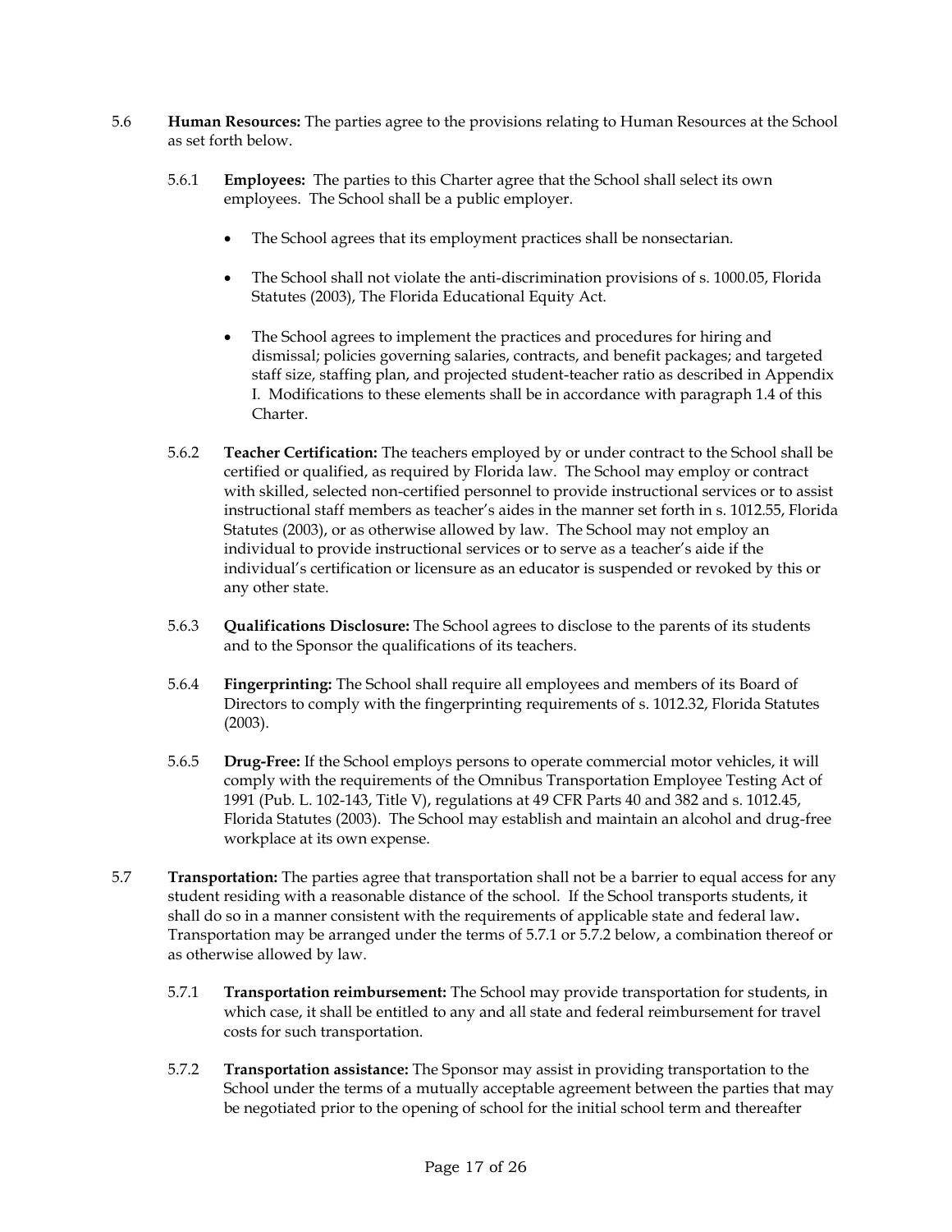5.6 **Human Resources:** The parties agree to the provisions relating to Human Resources at the School as set forth below.

5.6.1 **Employees:** The parties to this Charter agree that the School shall select its own employees. The School shall be a public employer.

- The School agrees that its employment practices shall be nonsectarian.
- The School shall not violate the anti-discrimination provisions of s. 1000.05, Florida Statutes (2003), The Florida Educational Equity Act.
- The School agrees to implement the practices and procedures for hiring and dismissal; policies governing salaries, contracts, and benefit packages; and targeted staff size, staffing plan, and projected student-teacher ratio as described in Appendix I. Modifications to these elements shall be in accordance with paragraph 1.4 of this Charter.

5.6.2 **Teacher Certification:** The teachers employed by or under contract to the School shall be certified or qualified, as required by Florida law. The School may employ or contract with skilled, selected non-certified personnel to provide instructional services or to assist instructional staff members as teacher's aides in the manner set forth in s. 1012.55, Florida Statutes (2003), or as otherwise allowed by law. The School may not employ an individual to provide instructional services or to serve as a teacher's aide if the individual's certification or licensure as an educator is suspended or revoked by this or any other state.

5.6.3 **Qualifications Disclosure:** The School agrees to disclose to the parents of its students and to the Sponsor the qualifications of its teachers.

5.6.4 **Fingerprinting:** The School shall require all employees and members of its Board of Directors to comply with the fingerprinting requirements of s. 1012.32, Florida Statutes (2003).

5.6.5 **Drug-Free:** If the School employs persons to operate commercial motor vehicles, it will comply with the requirements of the Omnibus Transportation Employee Testing Act of 1991 (Pub. L. 102-143, Title V), regulations at 49 CFR Parts 40 and 382 and s. 1012.45, Florida Statutes (2003). The School may establish and maintain an alcohol and drug-free workplace at its own expense.

5.7 **Transportation:** The parties agree that transportation shall not be a barrier to equal access for any student residing with a reasonable distance of the school. If the School transports students, it shall do so in a manner consistent with the requirements of applicable state and federal law**.** Transportation may be arranged under the terms of 5.7.1 or 5.7.2 below, a combination thereof or as otherwise allowed by law.

5.7.1 **Transportation reimbursement:** The School may provide transportation for students, in which case, it shall be entitled to any and all state and federal reimbursement for travel costs for such transportation.

5.7.2 **Transportation assistance:** The Sponsor may assist in providing transportation to the School under the terms of a mutually acceptable agreement between the parties that may be negotiated prior to the opening of school for the initial school term and thereafter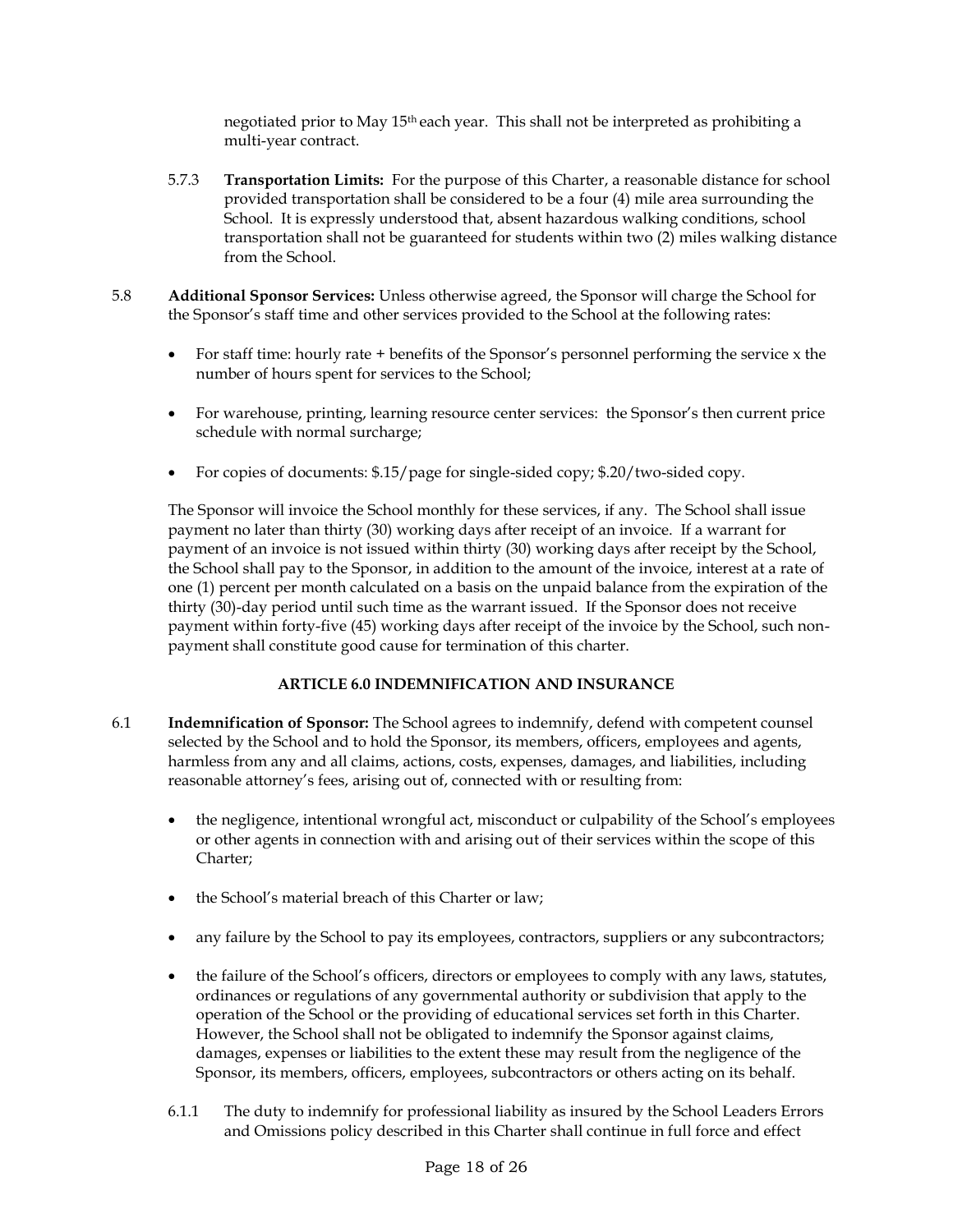negotiated prior to May 15th each year. This shall not be interpreted as prohibiting a multi-year contract.

5.7.3 **Transportation Limits:** For the purpose of this Charter, a reasonable distance for school provided transportation shall be considered to be a four (4) mile area surrounding the School. It is expressly understood that, absent hazardous walking conditions, school transportation shall not be guaranteed for students within two (2) miles walking distance from the School.

5.8 **Additional Sponsor Services:** Unless otherwise agreed, the Sponsor will charge the School for the Sponsor's staff time and other services provided to the School at the following rates:

- For staff time: hourly rate + benefits of the Sponsor's personnel performing the service x the number of hours spent for services to the School;
- For warehouse, printing, learning resource center services: the Sponsor's then current price schedule with normal surcharge;
- For copies of documents: $.15/page for single-sided copy; $.20/two-sided copy.

The Sponsor will invoice the School monthly for these services, if any. The School shall issue payment no later than thirty (30) working days after receipt of an invoice. If a warrant for payment of an invoice is not issued within thirty (30) working days after receipt by the School, the School shall pay to the Sponsor, in addition to the amount of the invoice, interest at a rate of one (1) percent per month calculated on a basis on the unpaid balance from the expiration of the thirty (30)-day period until such time as the warrant issued. If the Sponsor does not receive payment within forty-five (45) working days after receipt of the invoice by the School, such non-payment shall constitute good cause for termination of this charter.

## ARTICLE 6.0 INDEMNIFICATION AND INSURANCE

6.1 **Indemnification of Sponsor:** The School agrees to indemnify, defend with competent counsel selected by the School and to hold the Sponsor, its members, officers, employees and agents, harmless from any and all claims, actions, costs, expenses, damages, and liabilities, including reasonable attorney's fees, arising out of, connected with or resulting from:

- the negligence, intentional wrongful act, misconduct or culpability of the School's employees or other agents in connection with and arising out of their services within the scope of this Charter;
- the School's material breach of this Charter or law;
- any failure by the School to pay its employees, contractors, suppliers or any subcontractors;
- the failure of the School's officers, directors or employees to comply with any laws, statutes, ordinances or regulations of any governmental authority or subdivision that apply to the operation of the School or the providing of educational services set forth in this Charter. However, the School shall not be obligated to indemnify the Sponsor against claims, damages, expenses or liabilities to the extent these may result from the negligence of the Sponsor, its members, officers, employees, subcontractors or others acting on its behalf.

6.1.1 The duty to indemnify for professional liability as insured by the School Leaders Errors and Omissions policy described in this Charter shall continue in full force and effect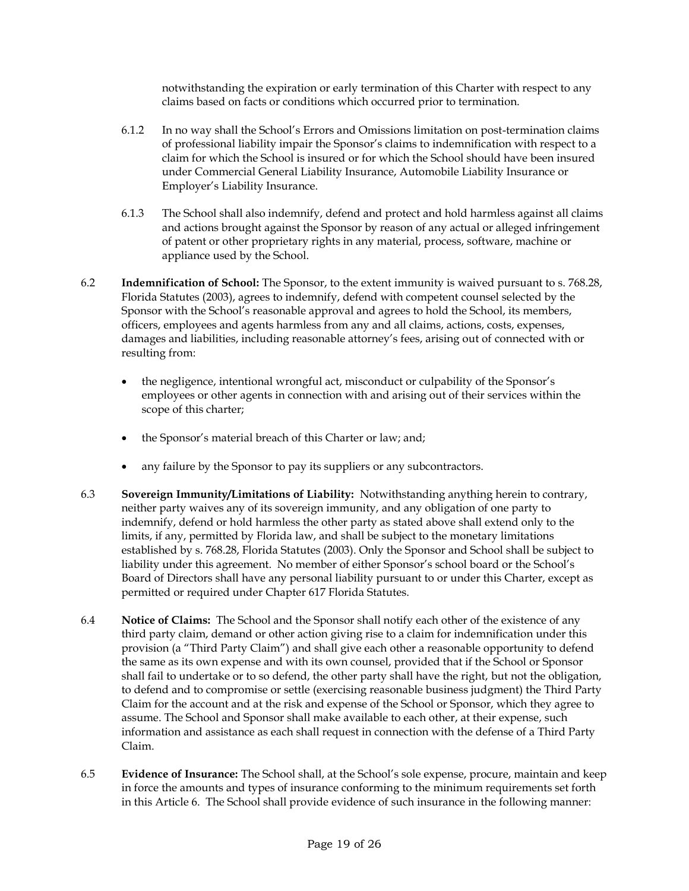notwithstanding the expiration or early termination of this Charter with respect to any claims based on facts or conditions which occurred prior to termination.

6.1.2 In no way shall the School's Errors and Omissions limitation on post-termination claims of professional liability impair the Sponsor's claims to indemnification with respect to a claim for which the School is insured or for which the School should have been insured under Commercial General Liability Insurance, Automobile Liability Insurance or Employer's Liability Insurance.

6.1.3 The School shall also indemnify, defend and protect and hold harmless against all claims and actions brought against the Sponsor by reason of any actual or alleged infringement of patent or other proprietary rights in any material, process, software, machine or appliance used by the School.

6.2 **Indemnification of School:** The Sponsor, to the extent immunity is waived pursuant to s. 768.28, Florida Statutes (2003), agrees to indemnify, defend with competent counsel selected by the Sponsor with the School's reasonable approval and agrees to hold the School, its members, officers, employees and agents harmless from any and all claims, actions, costs, expenses, damages and liabilities, including reasonable attorney's fees, arising out of connected with or resulting from:

- the negligence, intentional wrongful act, misconduct or culpability of the Sponsor's employees or other agents in connection with and arising out of their services within the scope of this charter;
- the Sponsor's material breach of this Charter or law; and;
- any failure by the Sponsor to pay its suppliers or any subcontractors.

6.3 **Sovereign Immunity/Limitations of Liability:** Notwithstanding anything herein to contrary, neither party waives any of its sovereign immunity, and any obligation of one party to indemnify, defend or hold harmless the other party as stated above shall extend only to the limits, if any, permitted by Florida law, and shall be subject to the monetary limitations established by s. 768.28, Florida Statutes (2003). Only the Sponsor and School shall be subject to liability under this agreement. No member of either Sponsor's school board or the School's Board of Directors shall have any personal liability pursuant to or under this Charter, except as permitted or required under Chapter 617 Florida Statutes.

6.4 **Notice of Claims:** The School and the Sponsor shall notify each other of the existence of any third party claim, demand or other action giving rise to a claim for indemnification under this provision (a "Third Party Claim") and shall give each other a reasonable opportunity to defend the same as its own expense and with its own counsel, provided that if the School or Sponsor shall fail to undertake or to so defend, the other party shall have the right, but not the obligation, to defend and to compromise or settle (exercising reasonable business judgment) the Third Party Claim for the account and at the risk and expense of the School or Sponsor, which they agree to assume. The School and Sponsor shall make available to each other, at their expense, such information and assistance as each shall request in connection with the defense of a Third Party Claim.

6.5 **Evidence of Insurance:** The School shall, at the School's sole expense, procure, maintain and keep in force the amounts and types of insurance conforming to the minimum requirements set forth in this Article 6. The School shall provide evidence of such insurance in the following manner: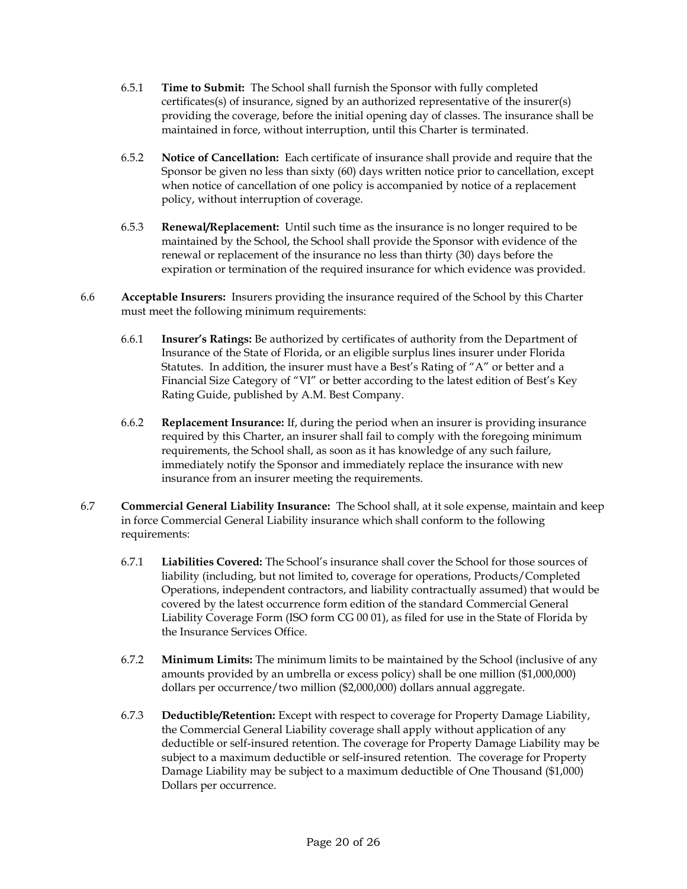6.5.1 **Time to Submit:** The School shall furnish the Sponsor with fully completed certificates(s) of insurance, signed by an authorized representative of the insurer(s) providing the coverage, before the initial opening day of classes. The insurance shall be maintained in force, without interruption, until this Charter is terminated.

6.5.2 **Notice of Cancellation:** Each certificate of insurance shall provide and require that the Sponsor be given no less than sixty (60) days written notice prior to cancellation, except when notice of cancellation of one policy is accompanied by notice of a replacement policy, without interruption of coverage.

6.5.3 **Renewal/Replacement:** Until such time as the insurance is no longer required to be maintained by the School, the School shall provide the Sponsor with evidence of the renewal or replacement of the insurance no less than thirty (30) days before the expiration or termination of the required insurance for which evidence was provided.

6.6 **Acceptable Insurers:** Insurers providing the insurance required of the School by this Charter must meet the following minimum requirements:

6.6.1 **Insurer's Ratings:** Be authorized by certificates of authority from the Department of Insurance of the State of Florida, or an eligible surplus lines insurer under Florida Statutes. In addition, the insurer must have a Best's Rating of "A" or better and a Financial Size Category of "VI" or better according to the latest edition of Best's Key Rating Guide, published by A.M. Best Company.

6.6.2 **Replacement Insurance:** If, during the period when an insurer is providing insurance required by this Charter, an insurer shall fail to comply with the foregoing minimum requirements, the School shall, as soon as it has knowledge of any such failure, immediately notify the Sponsor and immediately replace the insurance with new insurance from an insurer meeting the requirements.

6.7 **Commercial General Liability Insurance:** The School shall, at it sole expense, maintain and keep in force Commercial General Liability insurance which shall conform to the following requirements:

6.7.1 **Liabilities Covered:** The School's insurance shall cover the School for those sources of liability (including, but not limited to, coverage for operations, Products/Completed Operations, independent contractors, and liability contractually assumed) that would be covered by the latest occurrence form edition of the standard Commercial General Liability Coverage Form (ISO form CG 00 01), as filed for use in the State of Florida by the Insurance Services Office.

6.7.2 **Minimum Limits:** The minimum limits to be maintained by the School (inclusive of any amounts provided by an umbrella or excess policy) shall be one million ($1,000,000) dollars per occurrence/two million ($2,000,000) dollars annual aggregate.

6.7.3 **Deductible/Retention:** Except with respect to coverage for Property Damage Liability, the Commercial General Liability coverage shall apply without application of any deductible or self-insured retention. The coverage for Property Damage Liability may be subject to a maximum deductible or self-insured retention. The coverage for Property Damage Liability may be subject to a maximum deductible of One Thousand ($1,000) Dollars per occurrence.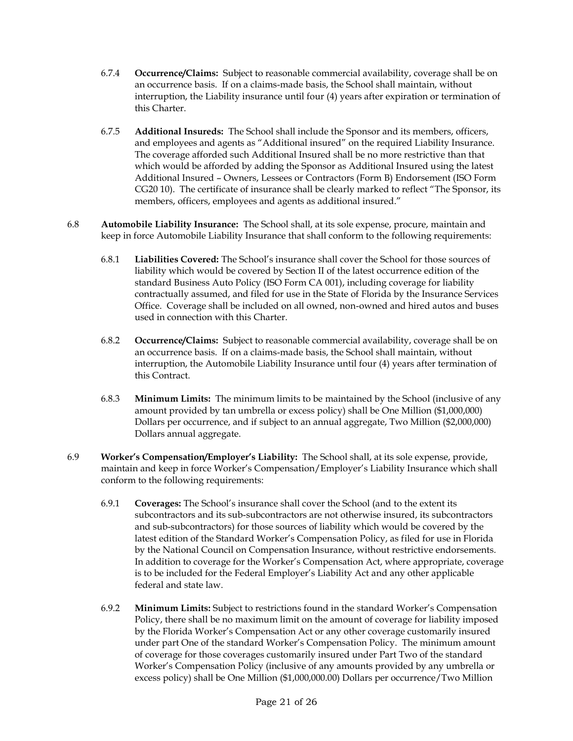6.7.4 **Occurrence/Claims:** Subject to reasonable commercial availability, coverage shall be on an occurrence basis. If on a claims-made basis, the School shall maintain, without interruption, the Liability insurance until four (4) years after expiration or termination of this Charter.

6.7.5 **Additional Insureds:** The School shall include the Sponsor and its members, officers, and employees and agents as "Additional insured" on the required Liability Insurance. The coverage afforded such Additional Insured shall be no more restrictive than that which would be afforded by adding the Sponsor as Additional Insured using the latest Additional Insured – Owners, Lessees or Contractors (Form B) Endorsement (ISO Form CG20 10). The certificate of insurance shall be clearly marked to reflect "The Sponsor, its members, officers, employees and agents as additional insured."

6.8 **Automobile Liability Insurance:** The School shall, at its sole expense, procure, maintain and keep in force Automobile Liability Insurance that shall conform to the following requirements:

6.8.1 **Liabilities Covered:** The School's insurance shall cover the School for those sources of liability which would be covered by Section II of the latest occurrence edition of the standard Business Auto Policy (ISO Form CA 001), including coverage for liability contractually assumed, and filed for use in the State of Florida by the Insurance Services Office. Coverage shall be included on all owned, non-owned and hired autos and buses used in connection with this Charter.

6.8.2 **Occurrence/Claims:** Subject to reasonable commercial availability, coverage shall be on an occurrence basis. If on a claims-made basis, the School shall maintain, without interruption, the Automobile Liability Insurance until four (4) years after termination of this Contract.

6.8.3 **Minimum Limits:** The minimum limits to be maintained by the School (inclusive of any amount provided by tan umbrella or excess policy) shall be One Million ($1,000,000) Dollars per occurrence, and if subject to an annual aggregate, Two Million ($2,000,000) Dollars annual aggregate.

6.9 **Worker's Compensation/Employer's Liability:** The School shall, at its sole expense, provide, maintain and keep in force Worker's Compensation/Employer's Liability Insurance which shall conform to the following requirements:

6.9.1 **Coverages:** The School's insurance shall cover the School (and to the extent its subcontractors and its sub-subcontractors are not otherwise insured, its subcontractors and sub-subcontractors) for those sources of liability which would be covered by the latest edition of the Standard Worker's Compensation Policy, as filed for use in Florida by the National Council on Compensation Insurance, without restrictive endorsements. In addition to coverage for the Worker's Compensation Act, where appropriate, coverage is to be included for the Federal Employer's Liability Act and any other applicable federal and state law.

6.9.2 **Minimum Limits:** Subject to restrictions found in the standard Worker's Compensation Policy, there shall be no maximum limit on the amount of coverage for liability imposed by the Florida Worker's Compensation Act or any other coverage customarily insured under part One of the standard Worker's Compensation Policy. The minimum amount of coverage for those coverages customarily insured under Part Two of the standard Worker's Compensation Policy (inclusive of any amounts provided by any umbrella or excess policy) shall be One Million ($1,000,000.00) Dollars per occurrence/Two Million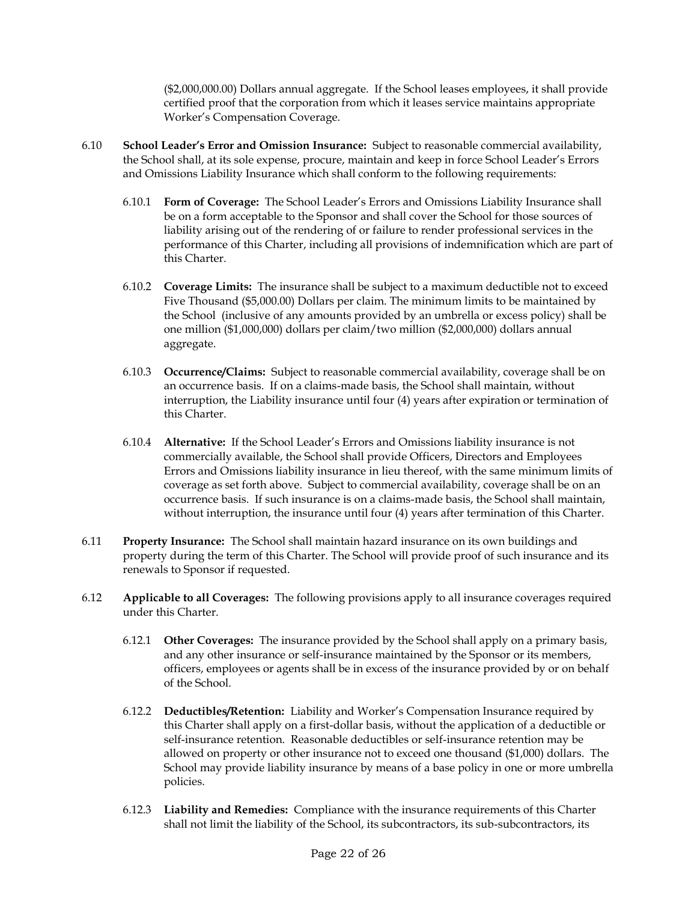($2,000,000.00) Dollars annual aggregate. If the School leases employees, it shall provide certified proof that the corporation from which it leases service maintains appropriate Worker's Compensation Coverage.

6.10 **School Leader's Error and Omission Insurance:** Subject to reasonable commercial availability, the School shall, at its sole expense, procure, maintain and keep in force School Leader's Errors and Omissions Liability Insurance which shall conform to the following requirements:

6.10.1 **Form of Coverage:** The School Leader's Errors and Omissions Liability Insurance shall be on a form acceptable to the Sponsor and shall cover the School for those sources of liability arising out of the rendering of or failure to render professional services in the performance of this Charter, including all provisions of indemnification which are part of this Charter.

6.10.2 **Coverage Limits:** The insurance shall be subject to a maximum deductible not to exceed Five Thousand ($5,000.00) Dollars per claim. The minimum limits to be maintained by the School (inclusive of any amounts provided by an umbrella or excess policy) shall be one million ($1,000,000) dollars per claim/two million ($2,000,000) dollars annual aggregate.

6.10.3 **Occurrence/Claims:** Subject to reasonable commercial availability, coverage shall be on an occurrence basis. If on a claims-made basis, the School shall maintain, without interruption, the Liability insurance until four (4) years after expiration or termination of this Charter.

6.10.4 **Alternative:** If the School Leader's Errors and Omissions liability insurance is not commercially available, the School shall provide Officers, Directors and Employees Errors and Omissions liability insurance in lieu thereof, with the same minimum limits of coverage as set forth above. Subject to commercial availability, coverage shall be on an occurrence basis. If such insurance is on a claims-made basis, the School shall maintain, without interruption, the insurance until four (4) years after termination of this Charter.

6.11 **Property Insurance:** The School shall maintain hazard insurance on its own buildings and property during the term of this Charter. The School will provide proof of such insurance and its renewals to Sponsor if requested.

6.12 **Applicable to all Coverages:** The following provisions apply to all insurance coverages required under this Charter.

6.12.1 **Other Coverages:** The insurance provided by the School shall apply on a primary basis, and any other insurance or self-insurance maintained by the Sponsor or its members, officers, employees or agents shall be in excess of the insurance provided by or on behalf of the School.

6.12.2 **Deductibles/Retention:** Liability and Worker's Compensation Insurance required by this Charter shall apply on a first-dollar basis, without the application of a deductible or self-insurance retention. Reasonable deductibles or self-insurance retention may be allowed on property or other insurance not to exceed one thousand ($1,000) dollars. The School may provide liability insurance by means of a base policy in one or more umbrella policies.

6.12.3 **Liability and Remedies:** Compliance with the insurance requirements of this Charter shall not limit the liability of the School, its subcontractors, its sub-subcontractors, its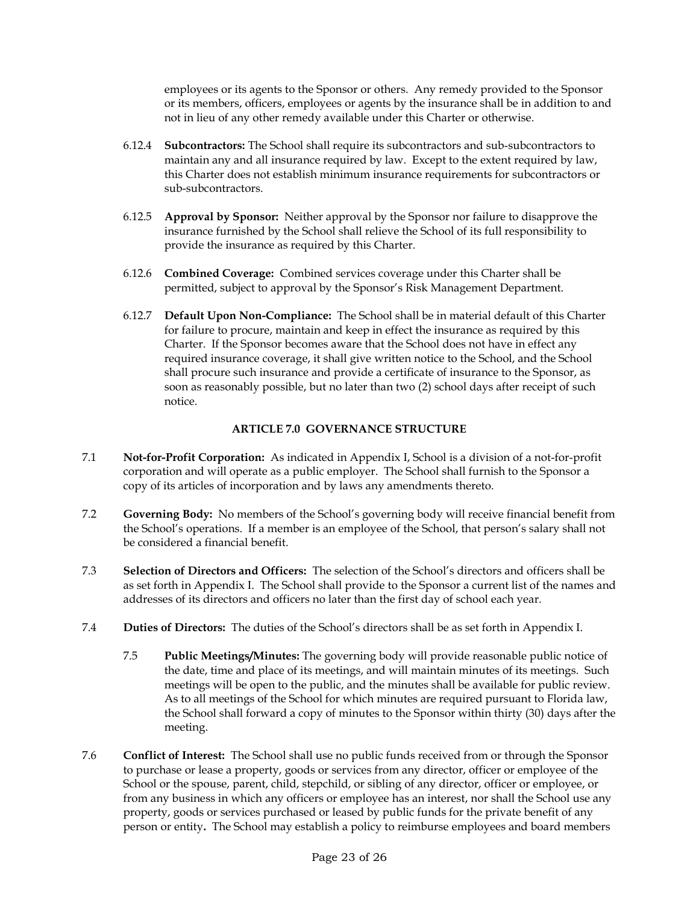employees or its agents to the Sponsor or others. Any remedy provided to the Sponsor or its members, officers, employees or agents by the insurance shall be in addition to and not in lieu of any other remedy available under this Charter or otherwise.

6.12.4 **Subcontractors:** The School shall require its subcontractors and sub-subcontractors to maintain any and all insurance required by law. Except to the extent required by law, this Charter does not establish minimum insurance requirements for subcontractors or sub-subcontractors.

6.12.5 **Approval by Sponsor:** Neither approval by the Sponsor nor failure to disapprove the insurance furnished by the School shall relieve the School of its full responsibility to provide the insurance as required by this Charter.

6.12.6 **Combined Coverage:** Combined services coverage under this Charter shall be permitted, subject to approval by the Sponsor's Risk Management Department.

6.12.7 **Default Upon Non-Compliance:** The School shall be in material default of this Charter for failure to procure, maintain and keep in effect the insurance as required by this Charter. If the Sponsor becomes aware that the School does not have in effect any required insurance coverage, it shall give written notice to the School, and the School shall procure such insurance and provide a certificate of insurance to the Sponsor, as soon as reasonably possible, but no later than two (2) school days after receipt of such notice.

## ARTICLE 7.0 GOVERNANCE STRUCTURE

7.1 **Not-for-Profit Corporation:** As indicated in Appendix I, School is a division of a not-for-profit corporation and will operate as a public employer. The School shall furnish to the Sponsor a copy of its articles of incorporation and by laws any amendments thereto.

7.2 **Governing Body:** No members of the School's governing body will receive financial benefit from the School's operations. If a member is an employee of the School, that person's salary shall not be considered a financial benefit.

7.3 **Selection of Directors and Officers:** The selection of the School's directors and officers shall be as set forth in Appendix I. The School shall provide to the Sponsor a current list of the names and addresses of its directors and officers no later than the first day of school each year.

7.4 **Duties of Directors:** The duties of the School's directors shall be as set forth in Appendix I.

7.5 **Public Meetings/Minutes:** The governing body will provide reasonable public notice of the date, time and place of its meetings, and will maintain minutes of its meetings. Such meetings will be open to the public, and the minutes shall be available for public review. As to all meetings of the School for which minutes are required pursuant to Florida law, the School shall forward a copy of minutes to the Sponsor within thirty (30) days after the meeting.

7.6 **Conflict of Interest:** The School shall use no public funds received from or through the Sponsor to purchase or lease a property, goods or services from any director, officer or employee of the School or the spouse, parent, child, stepchild, or sibling of any director, officer or employee, or from any business in which any officers or employee has an interest, nor shall the School use any property, goods or services purchased or leased by public funds for the private benefit of any person or entity. The School may establish a policy to reimburse employees and board members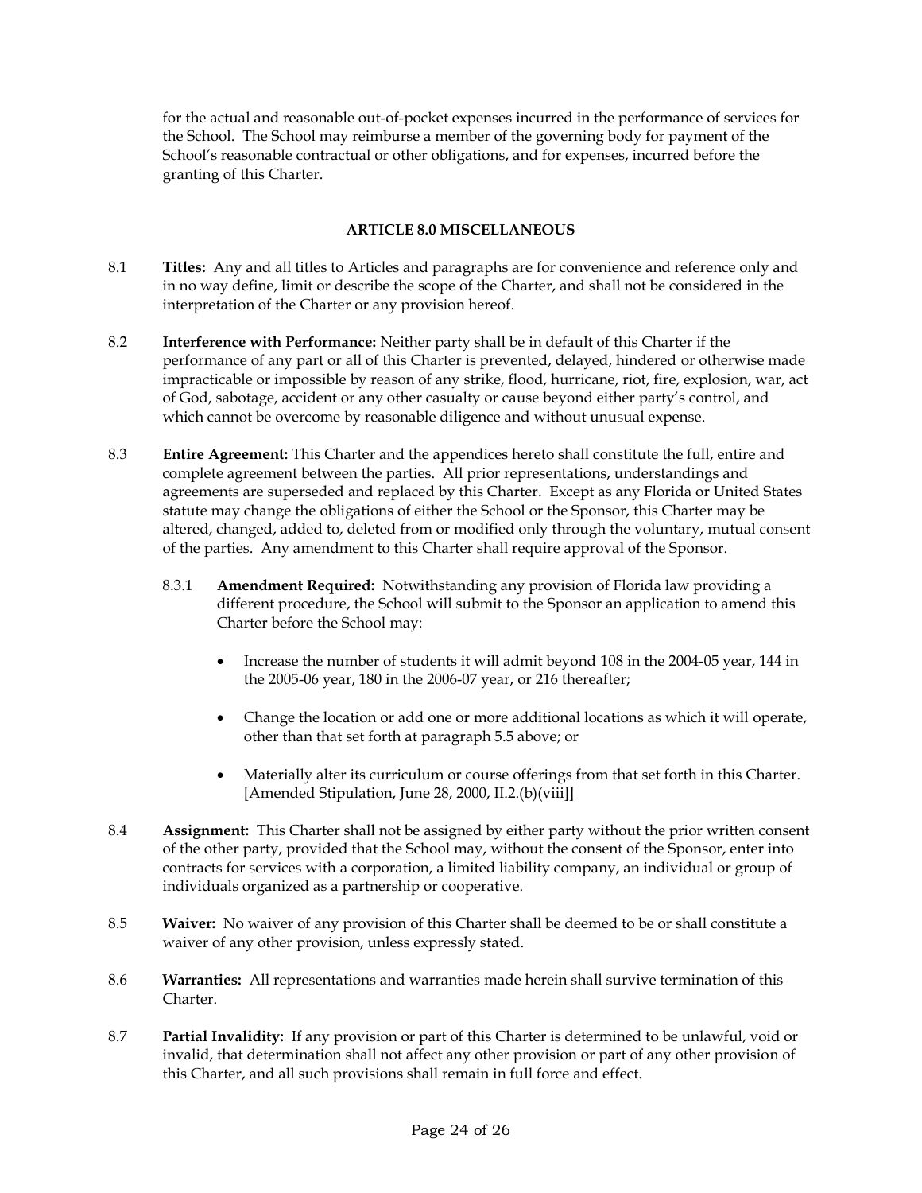for the actual and reasonable out-of-pocket expenses incurred in the performance of services for the School. The School may reimburse a member of the governing body for payment of the School's reasonable contractual or other obligations, and for expenses, incurred before the granting of this Charter.

## ARTICLE 8.0 MISCELLANEOUS

8.1 **Titles:** Any and all titles to Articles and paragraphs are for convenience and reference only and in no way define, limit or describe the scope of the Charter, and shall not be considered in the interpretation of the Charter or any provision hereof.

8.2 **Interference with Performance:** Neither party shall be in default of this Charter if the performance of any part or all of this Charter is prevented, delayed, hindered or otherwise made impracticable or impossible by reason of any strike, flood, hurricane, riot, fire, explosion, war, act of God, sabotage, accident or any other casualty or cause beyond either party's control, and which cannot be overcome by reasonable diligence and without unusual expense.

8.3 **Entire Agreement:** This Charter and the appendices hereto shall constitute the full, entire and complete agreement between the parties. All prior representations, understandings and agreements are superseded and replaced by this Charter. Except as any Florida or United States statute may change the obligations of either the School or the Sponsor, this Charter may be altered, changed, added to, deleted from or modified only through the voluntary, mutual consent of the parties. Any amendment to this Charter shall require approval of the Sponsor.

8.3.1 **Amendment Required:** Notwithstanding any provision of Florida law providing a different procedure, the School will submit to the Sponsor an application to amend this Charter before the School may:

- Increase the number of students it will admit beyond 108 in the 2004-05 year, 144 in the 2005-06 year, 180 in the 2006-07 year, or 216 thereafter;
- Change the location or add one or more additional locations as which it will operate, other than that set forth at paragraph 5.5 above; or
- Materially alter its curriculum or course offerings from that set forth in this Charter. [Amended Stipulation, June 28, 2000, II.2.(b)(viii)]

8.4 **Assignment:** This Charter shall not be assigned by either party without the prior written consent of the other party, provided that the School may, without the consent of the Sponsor, enter into contracts for services with a corporation, a limited liability company, an individual or group of individuals organized as a partnership or cooperative.

8.5 **Waiver:** No waiver of any provision of this Charter shall be deemed to be or shall constitute a waiver of any other provision, unless expressly stated.

8.6 **Warranties:** All representations and warranties made herein shall survive termination of this Charter.

8.7 **Partial Invalidity:** If any provision or part of this Charter is determined to be unlawful, void or invalid, that determination shall not affect any other provision or part of any other provision of this Charter, and all such provisions shall remain in full force and effect.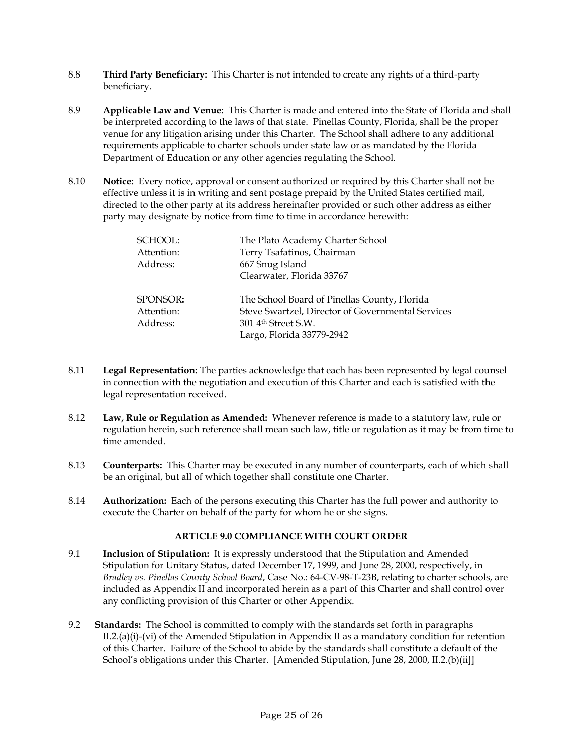8.8 **Third Party Beneficiary:** This Charter is not intended to create any rights of a third-party beneficiary.

8.9 **Applicable Law and Venue:** This Charter is made and entered into the State of Florida and shall be interpreted according to the laws of that state. Pinellas County, Florida, shall be the proper venue for any litigation arising under this Charter. The School shall adhere to any additional requirements applicable to charter schools under state law or as mandated by the Florida Department of Education or any other agencies regulating the School.

8.10 **Notice:** Every notice, approval or consent authorized or required by this Charter shall not be effective unless it is in writing and sent postage prepaid by the United States certified mail, directed to the other party at its address hereinafter provided or such other address as either party may designate by notice from time to time in accordance herewith:

| | |
|---|---|
| SCHOOL: | The Plato Academy Charter School |
| Attention: | Terry Tsafatinos, Chairman |
| Address: | 667 Snug Island |
| | Clearwater, Florida 33767 |
| | |
| SPONSOR**:** | The School Board of Pinellas County, Florida |
| Attention: | Steve Swartzel, Director of Governmental Services |
| Address: | 301 4th Street S.W. |
| | Largo, Florida 33779-2942 |

8.11 **Legal Representation:** The parties acknowledge that each has been represented by legal counsel in connection with the negotiation and execution of this Charter and each is satisfied with the legal representation received.

8.12 **Law, Rule or Regulation as Amended:** Whenever reference is made to a statutory law, rule or regulation herein, such reference shall mean such law, title or regulation as it may be from time to time amended.

8.13 **Counterparts:** This Charter may be executed in any number of counterparts, each of which shall be an original, but all of which together shall constitute one Charter.

8.14 **Authorization:** Each of the persons executing this Charter has the full power and authority to execute the Charter on behalf of the party for whom he or she signs.

## ARTICLE 9.0 COMPLIANCE WITH COURT ORDER

9.1 **Inclusion of Stipulation:** It is expressly understood that the Stipulation and Amended Stipulation for Unitary Status, dated December 17, 1999, and June 28, 2000, respectively, in *Bradley vs. Pinellas County School Board*, Case No.: 64-CV-98-T-23B, relating to charter schools, are included as Appendix II and incorporated herein as a part of this Charter and shall control over any conflicting provision of this Charter or other Appendix.

9.2 **Standards:** The School is committed to comply with the standards set forth in paragraphs II.2.(a)(i)-(vi) of the Amended Stipulation in Appendix II as a mandatory condition for retention of this Charter. Failure of the School to abide by the standards shall constitute a default of the School's obligations under this Charter. [Amended Stipulation, June 28, 2000, II.2.(b)(ii)]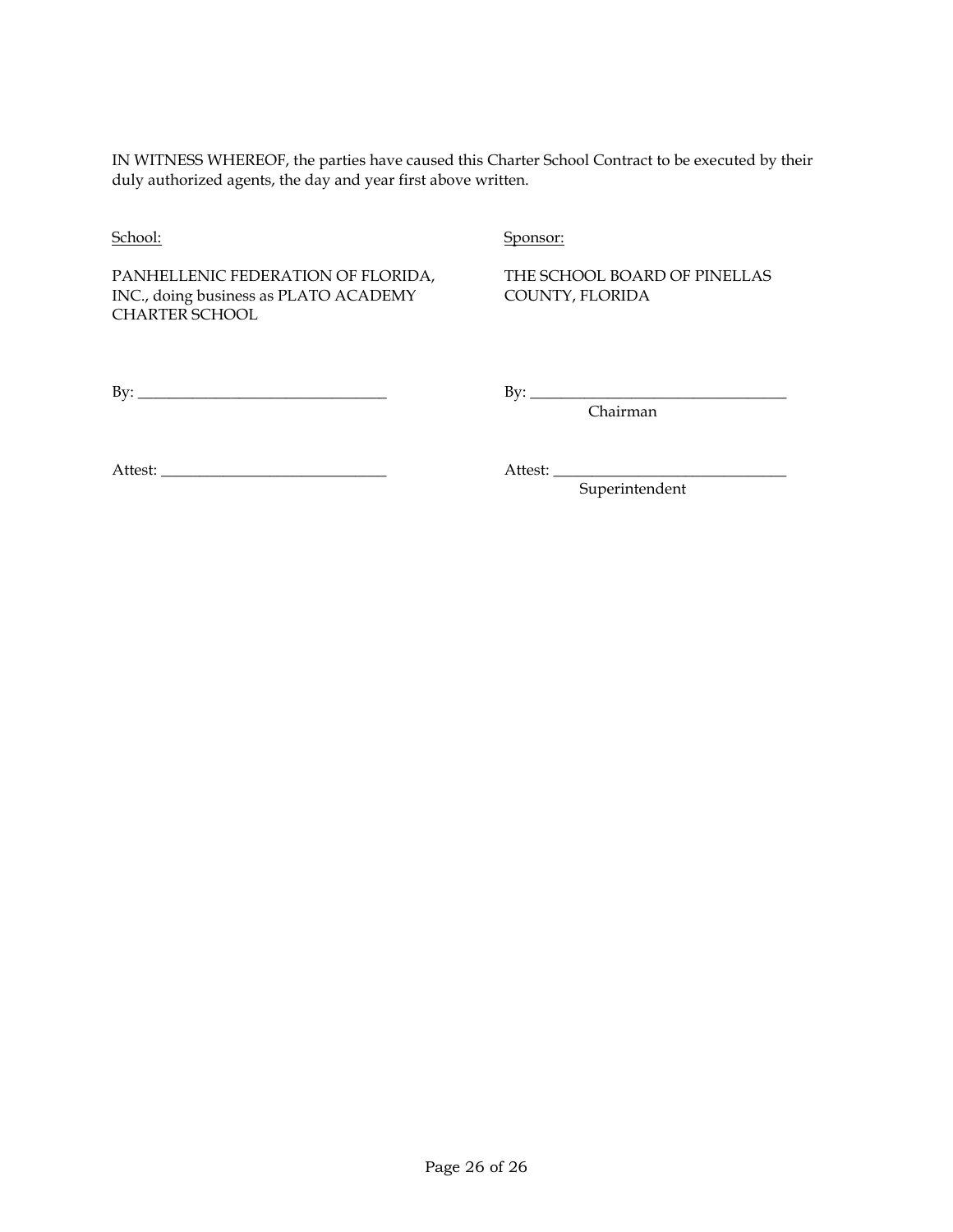IN WITNESS WHEREOF, the parties have caused this Charter School Contract to be executed by their duly authorized agents, the day and year first above written.

School:

PANHELLENIC FEDERATION OF FLORIDA, INC., doing business as PLATO ACADEMY CHARTER SCHOOL

By: ________________________________

Attest: ____________________________

Sponsor:

THE SCHOOL BOARD OF PINELLAS COUNTY, FLORIDA

By: ________________________________
Chairman

Attest: ____________________________
Superintendent